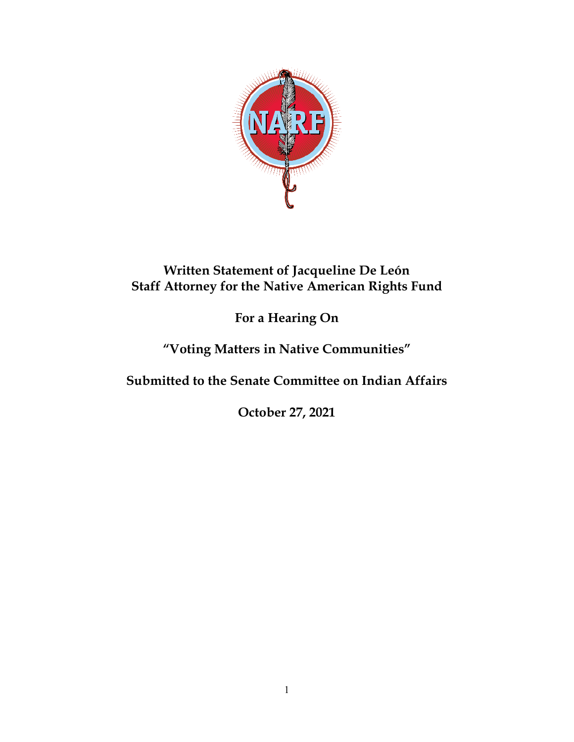**Written Statement of Jacqueline De León**
**Staff Attorney for the Native American Rights Fund**

**For a Hearing On**

**"Voting Matters in Native Communities"**

**Submitted to the Senate Committee on Indian Affairs**

**October 27, 2021**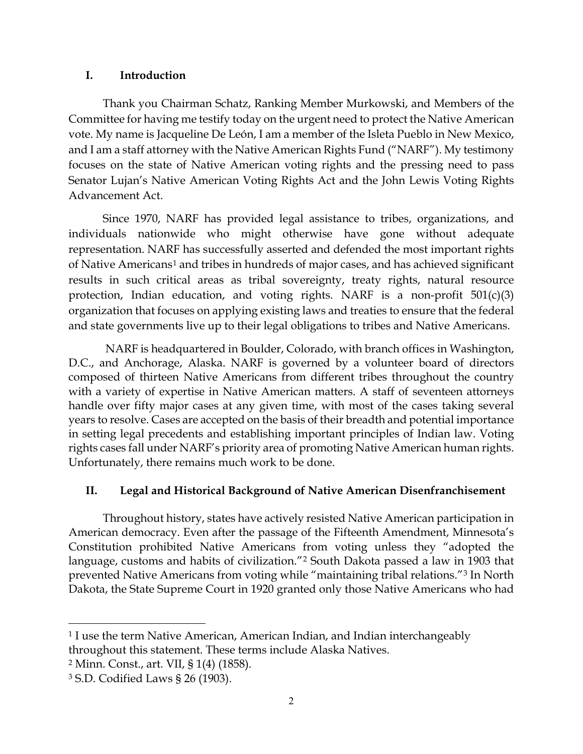## I. Introduction

Thank you Chairman Schatz, Ranking Member Murkowski, and Members of the Committee for having me testify today on the urgent need to protect the Native American vote. My name is Jacqueline De León, I am a member of the Isleta Pueblo in New Mexico, and I am a staff attorney with the Native American Rights Fund ("NARF"). My testimony focuses on the state of Native American voting rights and the pressing need to pass Senator Lujan's Native American Voting Rights Act and the John Lewis Voting Rights Advancement Act.

Since 1970, NARF has provided legal assistance to tribes, organizations, and individuals nationwide who might otherwise have gone without adequate representation. NARF has successfully asserted and defended the most important rights of Native Americans[1] and tribes in hundreds of major cases, and has achieved significant results in such critical areas as tribal sovereignty, treaty rights, natural resource protection, Indian education, and voting rights. NARF is a non-profit 501(c)(3) organization that focuses on applying existing laws and treaties to ensure that the federal and state governments live up to their legal obligations to tribes and Native Americans.

NARF is headquartered in Boulder, Colorado, with branch offices in Washington, D.C., and Anchorage, Alaska. NARF is governed by a volunteer board of directors composed of thirteen Native Americans from different tribes throughout the country with a variety of expertise in Native American matters. A staff of seventeen attorneys handle over fifty major cases at any given time, with most of the cases taking several years to resolve. Cases are accepted on the basis of their breadth and potential importance in setting legal precedents and establishing important principles of Indian law. Voting rights cases fall under NARF's priority area of promoting Native American human rights. Unfortunately, there remains much work to be done.

## II. Legal and Historical Background of Native American Disenfranchisement

Throughout history, states have actively resisted Native American participation in American democracy. Even after the passage of the Fifteenth Amendment, Minnesota's Constitution prohibited Native Americans from voting unless they "adopted the language, customs and habits of civilization."[2] South Dakota passed a law in 1903 that prevented Native Americans from voting while "maintaining tribal relations."[3] In North Dakota, the State Supreme Court in 1920 granted only those Native Americans who had

---

[1] I use the term Native American, American Indian, and Indian interchangeably throughout this statement. These terms include Alaska Natives.

[2] Minn. Const., art. VII, § 1(4) (1858).

[3] S.D. Codified Laws § 26 (1903).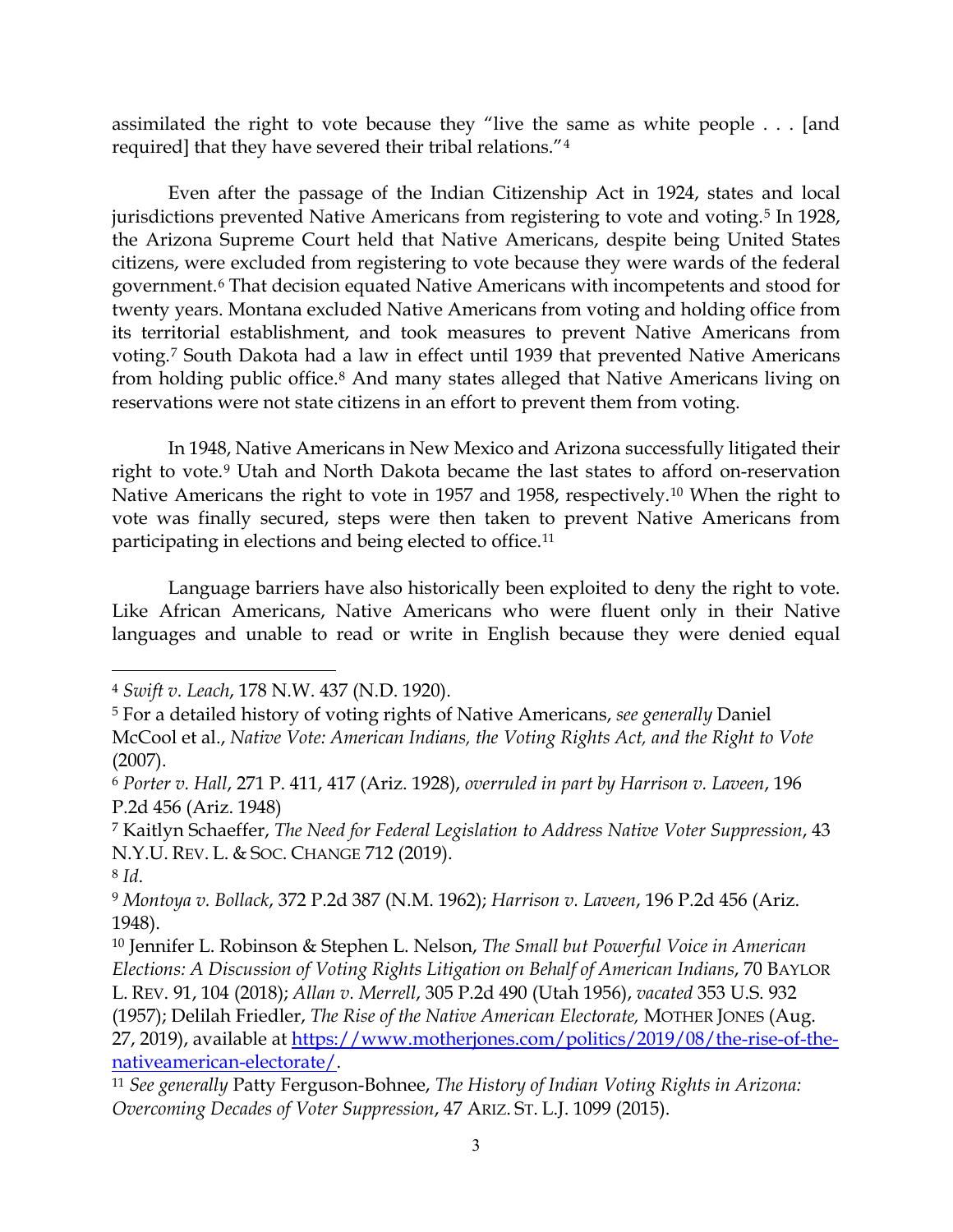assimilated the right to vote because they "live the same as white people . . . [and required] that they have severed their tribal relations."[4]

Even after the passage of the Indian Citizenship Act in 1924, states and local jurisdictions prevented Native Americans from registering to vote and voting.[5] In 1928, the Arizona Supreme Court held that Native Americans, despite being United States citizens, were excluded from registering to vote because they were wards of the federal government.[6] That decision equated Native Americans with incompetents and stood for twenty years. Montana excluded Native Americans from voting and holding office from its territorial establishment, and took measures to prevent Native Americans from voting.[7] South Dakota had a law in effect until 1939 that prevented Native Americans from holding public office.[8] And many states alleged that Native Americans living on reservations were not state citizens in an effort to prevent them from voting.

In 1948, Native Americans in New Mexico and Arizona successfully litigated their right to vote.[9] Utah and North Dakota became the last states to afford on-reservation Native Americans the right to vote in 1957 and 1958, respectively.[10] When the right to vote was finally secured, steps were then taken to prevent Native Americans from participating in elections and being elected to office.[11]

Language barriers have also historically been exploited to deny the right to vote. Like African Americans, Native Americans who were fluent only in their Native languages and unable to read or write in English because they were denied equal

---

[4] *Swift v. Leach*, 178 N.W. 437 (N.D. 1920).

[5] For a detailed history of voting rights of Native Americans, *see generally* Daniel McCool et al., *Native Vote: American Indians, the Voting Rights Act, and the Right to Vote* (2007).

[6] *Porter v. Hall*, 271 P. 411, 417 (Ariz. 1928), *overruled in part by Harrison v. Laveen*, 196 P.2d 456 (Ariz. 1948)

[7] Kaitlyn Schaeffer, *The Need for Federal Legislation to Address Native Voter Suppression*, 43 N.Y.U. REV. L. & SOC. CHANGE 712 (2019).

[8] *Id*.

[9] *Montoya v. Bollack*, 372 P.2d 387 (N.M. 1962); *Harrison v. Laveen*, 196 P.2d 456 (Ariz. 1948).

[10] Jennifer L. Robinson & Stephen L. Nelson, *The Small but Powerful Voice in American Elections: A Discussion of Voting Rights Litigation on Behalf of American Indians*, 70 BAYLOR L. REV. 91, 104 (2018); *Allan v. Merrell*, 305 P.2d 490 (Utah 1956), *vacated* 353 U.S. 932 (1957); Delilah Friedler, *The Rise of the Native American Electorate,* MOTHER JONES (Aug. 27, 2019), available at https://www.motherjones.com/politics/2019/08/the-rise-of-the-nativeamerican-electorate/.

[11] *See generally* Patty Ferguson-Bohnee, *The History of Indian Voting Rights in Arizona: Overcoming Decades of Voter Suppression*, 47 ARIZ. ST. L.J. 1099 (2015).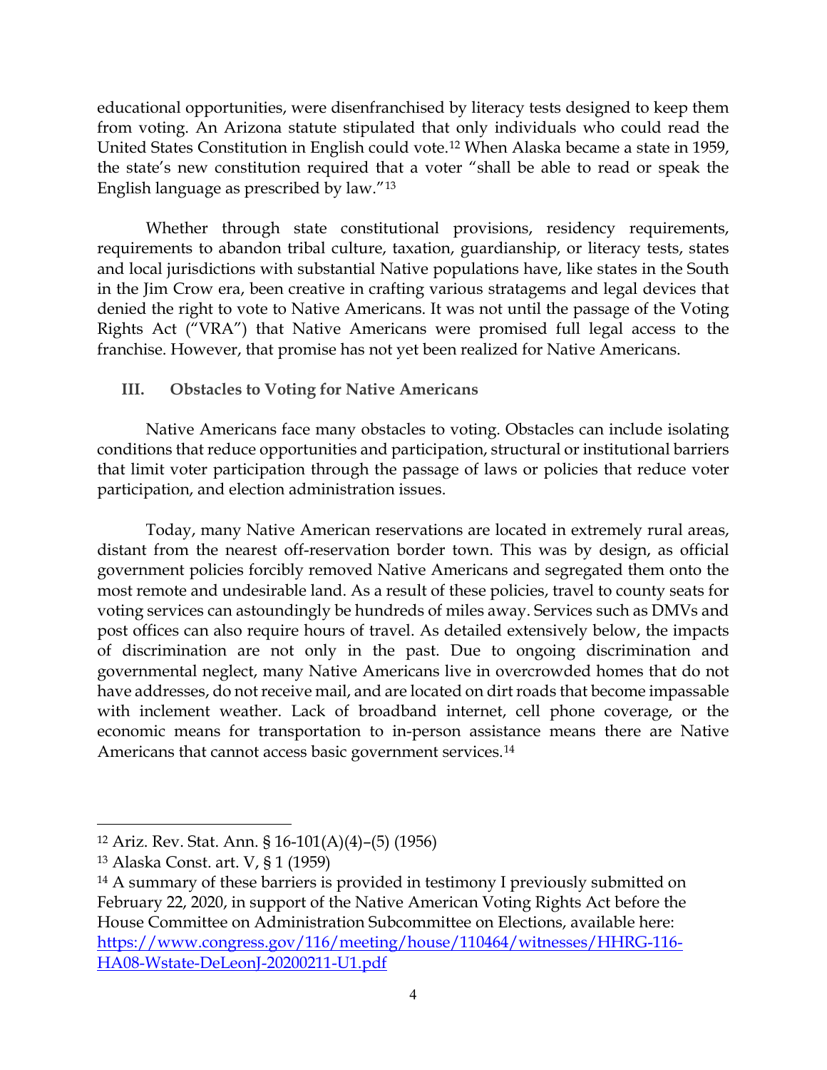educational opportunities, were disenfranchised by literacy tests designed to keep them from voting. An Arizona statute stipulated that only individuals who could read the United States Constitution in English could vote.[12] When Alaska became a state in 1959, the state's new constitution required that a voter "shall be able to read or speak the English language as prescribed by law."[13]

Whether through state constitutional provisions, residency requirements, requirements to abandon tribal culture, taxation, guardianship, or literacy tests, states and local jurisdictions with substantial Native populations have, like states in the South in the Jim Crow era, been creative in crafting various stratagems and legal devices that denied the right to vote to Native Americans. It was not until the passage of the Voting Rights Act ("VRA") that Native Americans were promised full legal access to the franchise. However, that promise has not yet been realized for Native Americans.

## III. Obstacles to Voting for Native Americans

Native Americans face many obstacles to voting. Obstacles can include isolating conditions that reduce opportunities and participation, structural or institutional barriers that limit voter participation through the passage of laws or policies that reduce voter participation, and election administration issues.

Today, many Native American reservations are located in extremely rural areas, distant from the nearest off-reservation border town. This was by design, as official government policies forcibly removed Native Americans and segregated them onto the most remote and undesirable land. As a result of these policies, travel to county seats for voting services can astoundingly be hundreds of miles away. Services such as DMVs and post offices can also require hours of travel. As detailed extensively below, the impacts of discrimination are not only in the past. Due to ongoing discrimination and governmental neglect, many Native Americans live in overcrowded homes that do not have addresses, do not receive mail, and are located on dirt roads that become impassable with inclement weather. Lack of broadband internet, cell phone coverage, or the economic means for transportation to in-person assistance means there are Native Americans that cannot access basic government services.[14]

---

[12] Ariz. Rev. Stat. Ann. § 16-101(A)(4)–(5) (1956)

[13] Alaska Const. art. V, § 1 (1959)

[14] A summary of these barriers is provided in testimony I previously submitted on February 22, 2020, in support of the Native American Voting Rights Act before the House Committee on Administration Subcommittee on Elections, available here: https://www.congress.gov/116/meeting/house/110464/witnesses/HHRG-116-HA08-Wstate-DeLeonJ-20200211-U1.pdf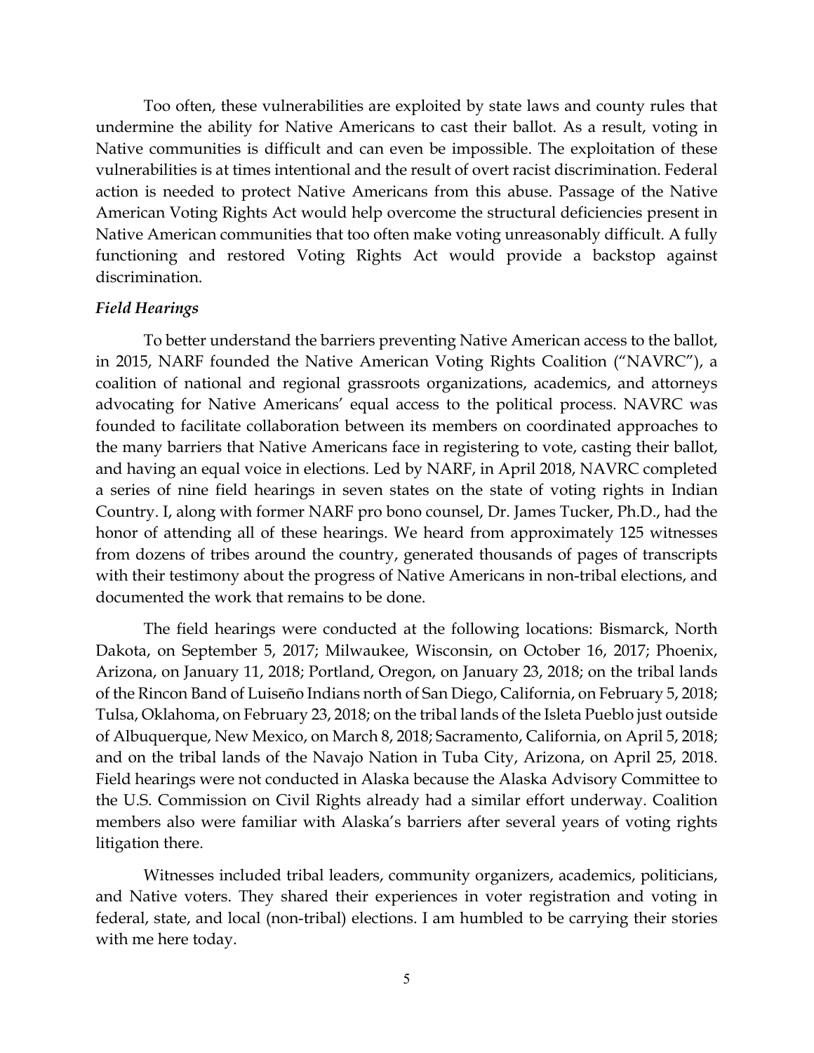Too often, these vulnerabilities are exploited by state laws and county rules that undermine the ability for Native Americans to cast their ballot. As a result, voting in Native communities is difficult and can even be impossible. The exploitation of these vulnerabilities is at times intentional and the result of overt racist discrimination. Federal action is needed to protect Native Americans from this abuse. Passage of the Native American Voting Rights Act would help overcome the structural deficiencies present in Native American communities that too often make voting unreasonably difficult. A fully functioning and restored Voting Rights Act would provide a backstop against discrimination.

***Field Hearings***

To better understand the barriers preventing Native American access to the ballot, in 2015, NARF founded the Native American Voting Rights Coalition ("NAVRC"), a coalition of national and regional grassroots organizations, academics, and attorneys advocating for Native Americans' equal access to the political process. NAVRC was founded to facilitate collaboration between its members on coordinated approaches to the many barriers that Native Americans face in registering to vote, casting their ballot, and having an equal voice in elections. Led by NARF, in April 2018, NAVRC completed a series of nine field hearings in seven states on the state of voting rights in Indian Country. I, along with former NARF pro bono counsel, Dr. James Tucker, Ph.D., had the honor of attending all of these hearings. We heard from approximately 125 witnesses from dozens of tribes around the country, generated thousands of pages of transcripts with their testimony about the progress of Native Americans in non-tribal elections, and documented the work that remains to be done.

The field hearings were conducted at the following locations: Bismarck, North Dakota, on September 5, 2017; Milwaukee, Wisconsin, on October 16, 2017; Phoenix, Arizona, on January 11, 2018; Portland, Oregon, on January 23, 2018; on the tribal lands of the Rincon Band of Luiseño Indians north of San Diego, California, on February 5, 2018; Tulsa, Oklahoma, on February 23, 2018; on the tribal lands of the Isleta Pueblo just outside of Albuquerque, New Mexico, on March 8, 2018; Sacramento, California, on April 5, 2018; and on the tribal lands of the Navajo Nation in Tuba City, Arizona, on April 25, 2018. Field hearings were not conducted in Alaska because the Alaska Advisory Committee to the U.S. Commission on Civil Rights already had a similar effort underway. Coalition members also were familiar with Alaska's barriers after several years of voting rights litigation there.

Witnesses included tribal leaders, community organizers, academics, politicians, and Native voters. They shared their experiences in voter registration and voting in federal, state, and local (non-tribal) elections. I am humbled to be carrying their stories with me here today.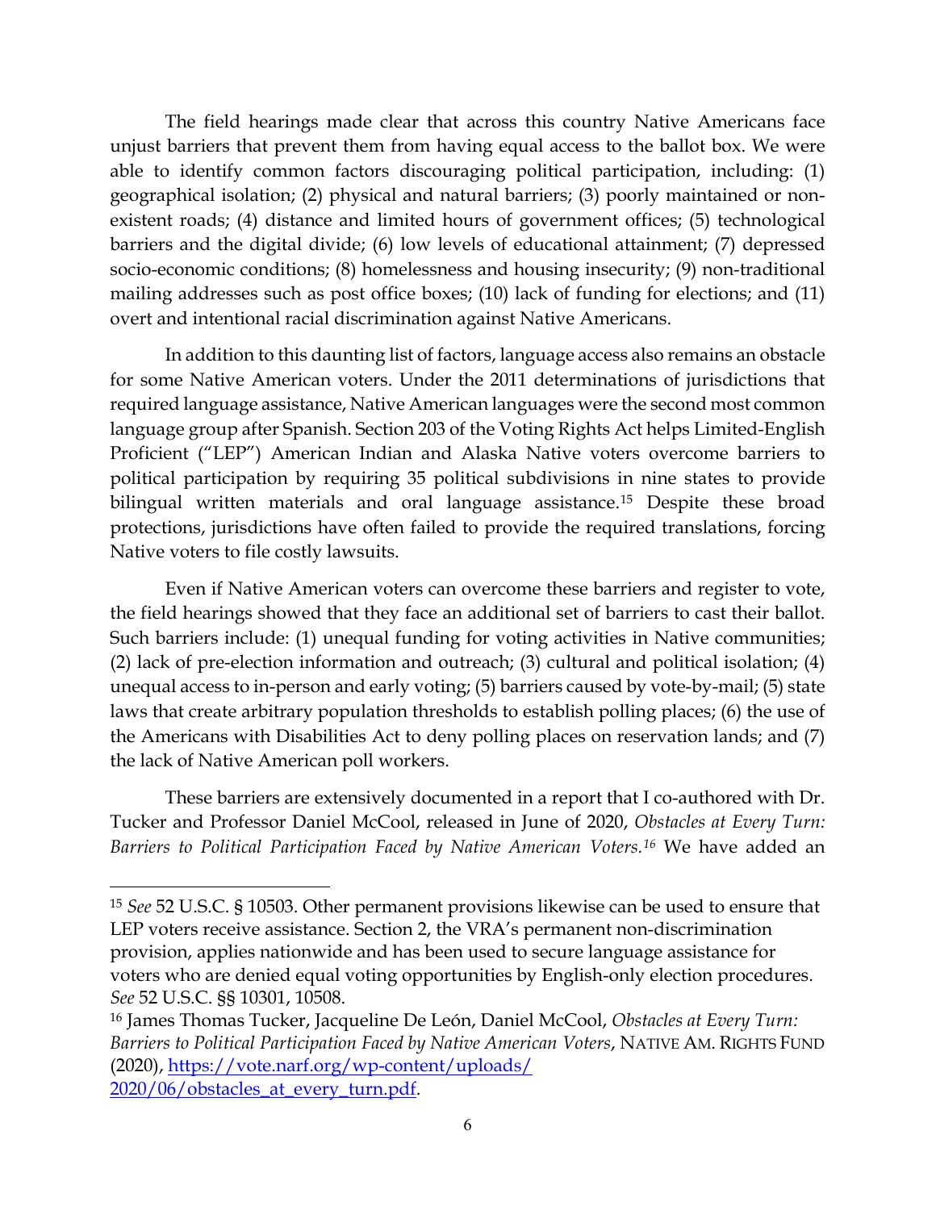The field hearings made clear that across this country Native Americans face unjust barriers that prevent them from having equal access to the ballot box. We were able to identify common factors discouraging political participation, including: (1) geographical isolation; (2) physical and natural barriers; (3) poorly maintained or non-existent roads; (4) distance and limited hours of government offices; (5) technological barriers and the digital divide; (6) low levels of educational attainment; (7) depressed socio-economic conditions; (8) homelessness and housing insecurity; (9) non-traditional mailing addresses such as post office boxes; (10) lack of funding for elections; and (11) overt and intentional racial discrimination against Native Americans.

In addition to this daunting list of factors, language access also remains an obstacle for some Native American voters. Under the 2011 determinations of jurisdictions that required language assistance, Native American languages were the second most common language group after Spanish. Section 203 of the Voting Rights Act helps Limited-English Proficient ("LEP") American Indian and Alaska Native voters overcome barriers to political participation by requiring 35 political subdivisions in nine states to provide bilingual written materials and oral language assistance.[15] Despite these broad protections, jurisdictions have often failed to provide the required translations, forcing Native voters to file costly lawsuits.

Even if Native American voters can overcome these barriers and register to vote, the field hearings showed that they face an additional set of barriers to cast their ballot. Such barriers include: (1) unequal funding for voting activities in Native communities; (2) lack of pre-election information and outreach; (3) cultural and political isolation; (4) unequal access to in-person and early voting; (5) barriers caused by vote-by-mail; (5) state laws that create arbitrary population thresholds to establish polling places; (6) the use of the Americans with Disabilities Act to deny polling places on reservation lands; and (7) the lack of Native American poll workers.

These barriers are extensively documented in a report that I co-authored with Dr. Tucker and Professor Daniel McCool, released in June of 2020, *Obstacles at Every Turn: Barriers to Political Participation Faced by Native American Voters.*[16] We have added an

---

[15] *See* 52 U.S.C. § 10503. Other permanent provisions likewise can be used to ensure that LEP voters receive assistance. Section 2, the VRA's permanent non-discrimination provision, applies nationwide and has been used to secure language assistance for voters who are denied equal voting opportunities by English-only election procedures. *See* 52 U.S.C. §§ 10301, 10508.

[16] James Thomas Tucker, Jacqueline De León, Daniel McCool, *Obstacles at Every Turn: Barriers to Political Participation Faced by Native American Voters*, NATIVE AM. RIGHTS FUND (2020), https://vote.narf.org/wp-content/uploads/2020/06/obstacles_at_every_turn.pdf.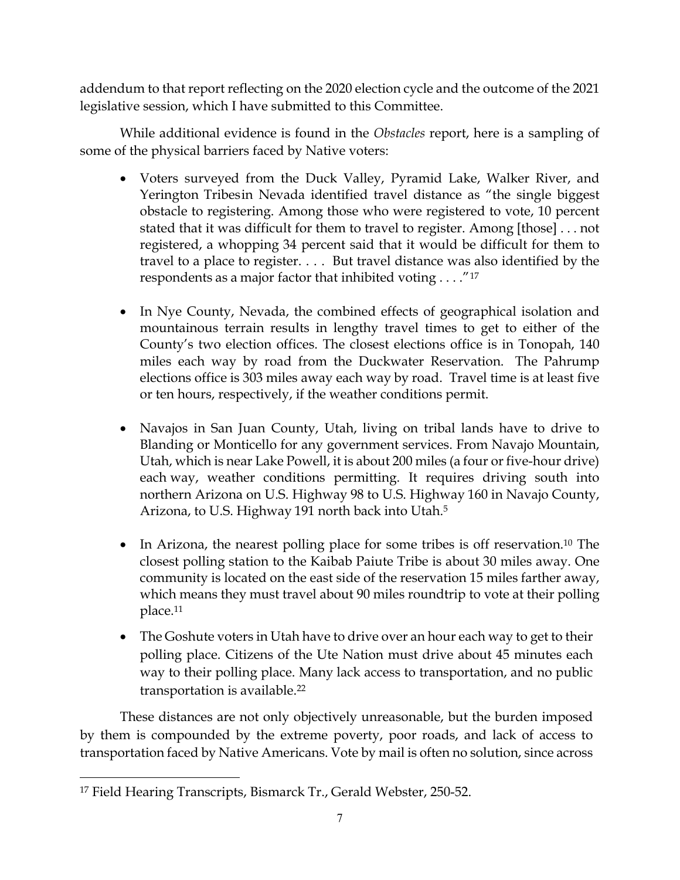addendum to that report reflecting on the 2020 election cycle and the outcome of the 2021 legislative session, which I have submitted to this Committee.

While additional evidence is found in the *Obstacles* report, here is a sampling of some of the physical barriers faced by Native voters:

- Voters surveyed from the Duck Valley, Pyramid Lake, Walker River, and Yerington Tribesin Nevada identified travel distance as "the single biggest obstacle to registering. Among those who were registered to vote, 10 percent stated that it was difficult for them to travel to register. Among [those] . . . not registered, a whopping 34 percent said that it would be difficult for them to travel to a place to register. . . . But travel distance was also identified by the respondents as a major factor that inhibited voting . . . ."[17]

- In Nye County, Nevada, the combined effects of geographical isolation and mountainous terrain results in lengthy travel times to get to either of the County's two election offices. The closest elections office is in Tonopah, 140 miles each way by road from the Duckwater Reservation. The Pahrump elections office is 303 miles away each way by road. Travel time is at least five or ten hours, respectively, if the weather conditions permit.

- Navajos in San Juan County, Utah, living on tribal lands have to drive to Blanding or Monticello for any government services. From Navajo Mountain, Utah, which is near Lake Powell, it is about 200 miles (a four or five-hour drive) each way, weather conditions permitting. It requires driving south into northern Arizona on U.S. Highway 98 to U.S. Highway 160 in Navajo County, Arizona, to U.S. Highway 191 north back into Utah.[5]

- In Arizona, the nearest polling place for some tribes is off reservation.[10] The closest polling station to the Kaibab Paiute Tribe is about 30 miles away. One community is located on the east side of the reservation 15 miles farther away, which means they must travel about 90 miles roundtrip to vote at their polling place.[11]

- The Goshute voters in Utah have to drive over an hour each way to get to their polling place. Citizens of the Ute Nation must drive about 45 minutes each way to their polling place. Many lack access to transportation, and no public transportation is available.[22]

These distances are not only objectively unreasonable, but the burden imposed by them is compounded by the extreme poverty, poor roads, and lack of access to transportation faced by Native Americans. Vote by mail is often no solution, since across

[17] Field Hearing Transcripts, Bismarck Tr., Gerald Webster, 250-52.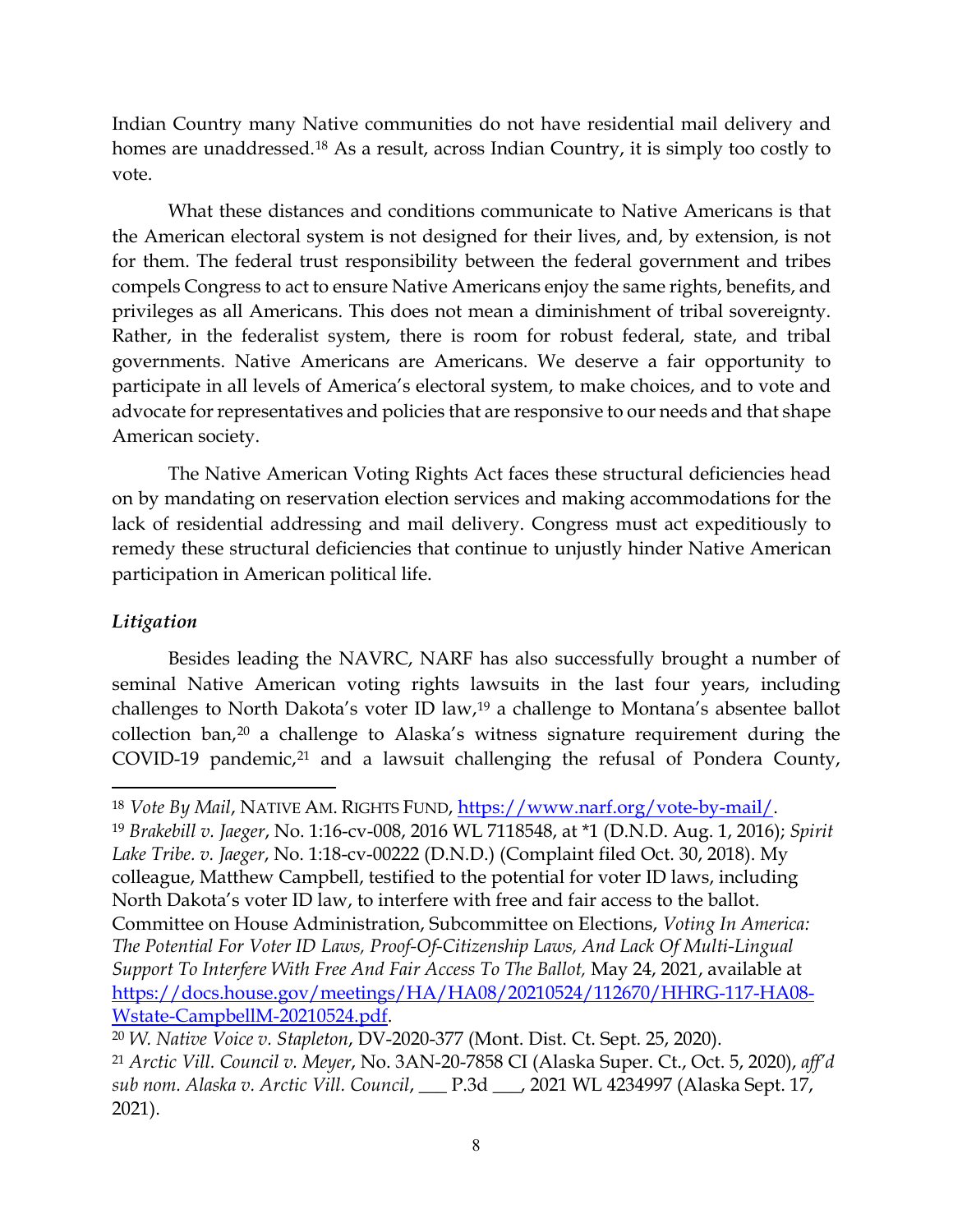Indian Country many Native communities do not have residential mail delivery and homes are unaddressed.[18] As a result, across Indian Country, it is simply too costly to vote.

What these distances and conditions communicate to Native Americans is that the American electoral system is not designed for their lives, and, by extension, is not for them. The federal trust responsibility between the federal government and tribes compels Congress to act to ensure Native Americans enjoy the same rights, benefits, and privileges as all Americans. This does not mean a diminishment of tribal sovereignty. Rather, in the federalist system, there is room for robust federal, state, and tribal governments. Native Americans are Americans. We deserve a fair opportunity to participate in all levels of America's electoral system, to make choices, and to vote and advocate for representatives and policies that are responsive to our needs and that shape American society.

The Native American Voting Rights Act faces these structural deficiencies head on by mandating on reservation election services and making accommodations for the lack of residential addressing and mail delivery. Congress must act expeditiously to remedy these structural deficiencies that continue to unjustly hinder Native American participation in American political life.

***Litigation***

Besides leading the NAVRC, NARF has also successfully brought a number of seminal Native American voting rights lawsuits in the last four years, including challenges to North Dakota's voter ID law,[19] a challenge to Montana's absentee ballot collection ban,[20] a challenge to Alaska's witness signature requirement during the COVID-19 pandemic,[21] and a lawsuit challenging the refusal of Pondera County,

---

[18] *Vote By Mail*, NATIVE AM. RIGHTS FUND, https://www.narf.org/vote-by-mail/.

[19] *Brakebill v. Jaeger*, No. 1:16-cv-008, 2016 WL 7118548, at *1 (D.N.D. Aug. 1, 2016); *Spirit Lake Tribe. v. Jaeger*, No. 1:18-cv-00222 (D.N.D.) (Complaint filed Oct. 30, 2018). My colleague, Matthew Campbell, testified to the potential for voter ID laws, including North Dakota's voter ID law, to interfere with free and fair access to the ballot. Committee on House Administration, Subcommittee on Elections, *Voting In America: The Potential For Voter ID Laws, Proof-Of-Citizenship Laws, And Lack Of Multi-Lingual Support To Interfere With Free And Fair Access To The Ballot,* May 24, 2021, available at https://docs.house.gov/meetings/HA/HA08/20210524/112670/HHRG-117-HA08-Wstate-CampbellM-20210524.pdf.

[20] *W. Native Voice v. Stapleton*, DV-2020-377 (Mont. Dist. Ct. Sept. 25, 2020).

[21] *Arctic Vill. Council v. Meyer*, No. 3AN-20-7858 CI (Alaska Super. Ct., Oct. 5, 2020), *aff'd sub nom. Alaska v. Arctic Vill. Council*, ___ P.3d ___, 2021 WL 4234997 (Alaska Sept. 17, 2021).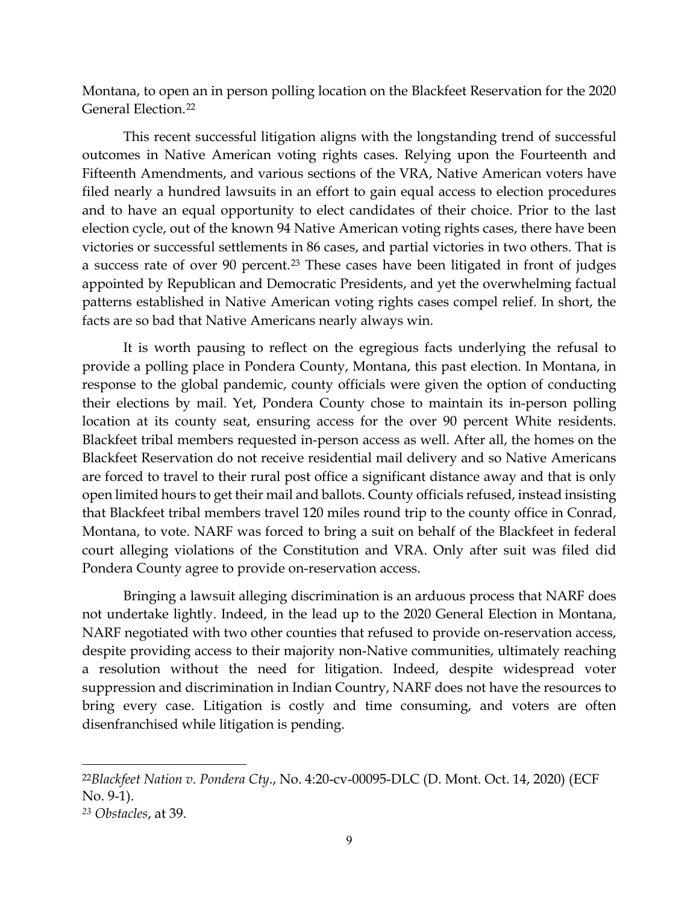Montana, to open an in person polling location on the Blackfeet Reservation for the 2020 General Election.[22]

This recent successful litigation aligns with the longstanding trend of successful outcomes in Native American voting rights cases. Relying upon the Fourteenth and Fifteenth Amendments, and various sections of the VRA, Native American voters have filed nearly a hundred lawsuits in an effort to gain equal access to election procedures and to have an equal opportunity to elect candidates of their choice. Prior to the last election cycle, out of the known 94 Native American voting rights cases, there have been victories or successful settlements in 86 cases, and partial victories in two others. That is a success rate of over 90 percent.[23] These cases have been litigated in front of judges appointed by Republican and Democratic Presidents, and yet the overwhelming factual patterns established in Native American voting rights cases compel relief. In short, the facts are so bad that Native Americans nearly always win.

It is worth pausing to reflect on the egregious facts underlying the refusal to provide a polling place in Pondera County, Montana, this past election. In Montana, in response to the global pandemic, county officials were given the option of conducting their elections by mail. Yet, Pondera County chose to maintain its in-person polling location at its county seat, ensuring access for the over 90 percent White residents. Blackfeet tribal members requested in-person access as well. After all, the homes on the Blackfeet Reservation do not receive residential mail delivery and so Native Americans are forced to travel to their rural post office a significant distance away and that is only open limited hours to get their mail and ballots. County officials refused, instead insisting that Blackfeet tribal members travel 120 miles round trip to the county office in Conrad, Montana, to vote. NARF was forced to bring a suit on behalf of the Blackfeet in federal court alleging violations of the Constitution and VRA. Only after suit was filed did Pondera County agree to provide on-reservation access.

Bringing a lawsuit alleging discrimination is an arduous process that NARF does not undertake lightly. Indeed, in the lead up to the 2020 General Election in Montana, NARF negotiated with two other counties that refused to provide on-reservation access, despite providing access to their majority non-Native communities, ultimately reaching a resolution without the need for litigation. Indeed, despite widespread voter suppression and discrimination in Indian Country, NARF does not have the resources to bring every case. Litigation is costly and time consuming, and voters are often disenfranchised while litigation is pending.

---

[22] *Blackfeet Nation v. Pondera Cty*., No. 4:20-cv-00095-DLC (D. Mont. Oct. 14, 2020) (ECF No. 9-1).

[23] *Obstacles*, at 39.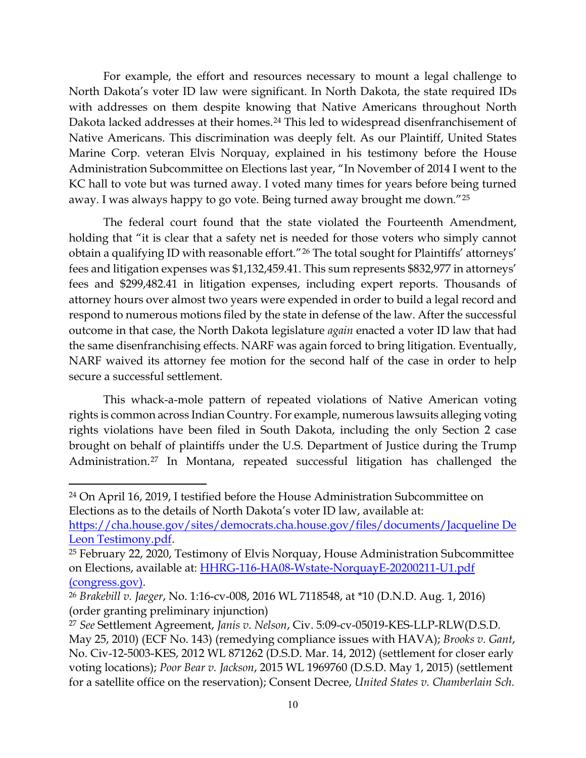For example, the effort and resources necessary to mount a legal challenge to North Dakota's voter ID law were significant. In North Dakota, the state required IDs with addresses on them despite knowing that Native Americans throughout North Dakota lacked addresses at their homes.[24] This led to widespread disenfranchisement of Native Americans. This discrimination was deeply felt. As our Plaintiff, United States Marine Corp. veteran Elvis Norquay, explained in his testimony before the House Administration Subcommittee on Elections last year, "In November of 2014 I went to the KC hall to vote but was turned away. I voted many times for years before being turned away. I was always happy to go vote. Being turned away brought me down."[25]

The federal court found that the state violated the Fourteenth Amendment, holding that "it is clear that a safety net is needed for those voters who simply cannot obtain a qualifying ID with reasonable effort."[26] The total sought for Plaintiffs' attorneys' fees and litigation expenses was $1,132,459.41. This sum represents $832,977 in attorneys' fees and $299,482.41 in litigation expenses, including expert reports. Thousands of attorney hours over almost two years were expended in order to build a legal record and respond to numerous motions filed by the state in defense of the law. After the successful outcome in that case, the North Dakota legislature *again* enacted a voter ID law that had the same disenfranchising effects. NARF was again forced to bring litigation. Eventually, NARF waived its attorney fee motion for the second half of the case in order to help secure a successful settlement.

This whack-a-mole pattern of repeated violations of Native American voting rights is common across Indian Country. For example, numerous lawsuits alleging voting rights violations have been filed in South Dakota, including the only Section 2 case brought on behalf of plaintiffs under the U.S. Department of Justice during the Trump Administration.[27] In Montana, repeated successful litigation has challenged the

---

[24] On April 16, 2019, I testified before the House Administration Subcommittee on Elections as to the details of North Dakota's voter ID law, available at: [https://cha.house.gov/sites/democrats.cha.house.gov/files/documents/Jacqueline De Leon Testimony.pdf](https://cha.house.gov/sites/democrats.cha.house.gov/files/documents/Jacqueline De Leon Testimony.pdf).

[25] February 22, 2020, Testimony of Elvis Norquay, House Administration Subcommittee on Elections, available at: [HHRG-116-HA08-Wstate-NorquayE-20200211-U1.pdf (congress.gov)](HHRG-116-HA08-Wstate-NorquayE-20200211-U1.pdf).

[26] *Brakebill v. Jaeger*, No. 1:16-cv-008, 2016 WL 7118548, at *10 (D.N.D. Aug. 1, 2016) (order granting preliminary injunction)

[27] *See* Settlement Agreement, *Janis v. Nelson*, Civ. 5:09-cv-05019-KES-LLP-RLW(D.S.D. May 25, 2010) (ECF No. 143) (remedying compliance issues with HAVA); *Brooks v. Gant*, No. Civ-12-5003-KES, 2012 WL 871262 (D.S.D. Mar. 14, 2012) (settlement for closer early voting locations); *Poor Bear v. Jackson*, 2015 WL 1969760 (D.S.D. May 1, 2015) (settlement for a satellite office on the reservation); Consent Decree, *United States v. Chamberlain Sch.*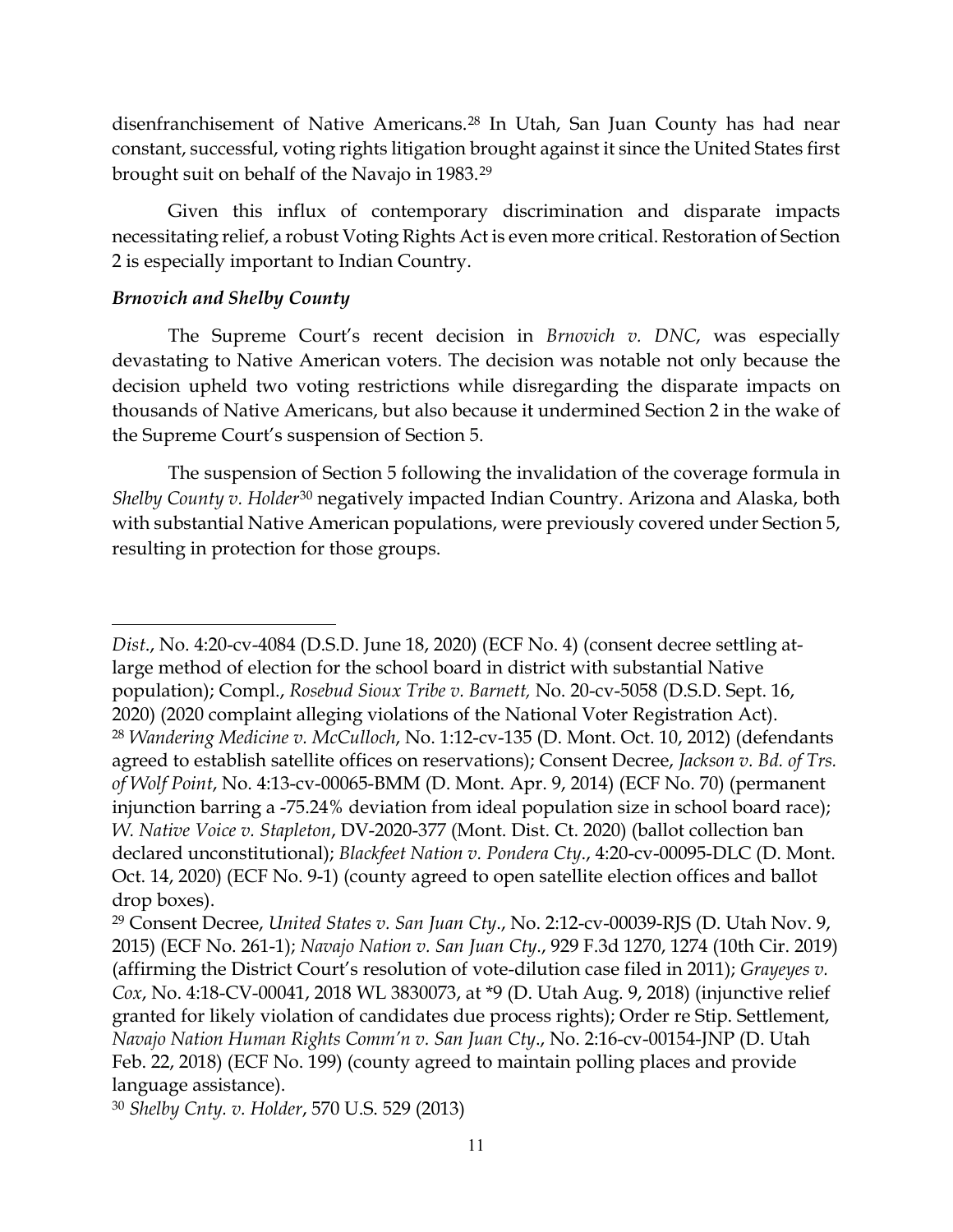disenfranchisement of Native Americans.[28] In Utah, San Juan County has had near constant, successful, voting rights litigation brought against it since the United States first brought suit on behalf of the Navajo in 1983.[29]

Given this influx of contemporary discrimination and disparate impacts necessitating relief, a robust Voting Rights Act is even more critical. Restoration of Section 2 is especially important to Indian Country.

***Brnovich and Shelby County***

The Supreme Court's recent decision in *Brnovich v. DNC*, was especially devastating to Native American voters. The decision was notable not only because the decision upheld two voting restrictions while disregarding the disparate impacts on thousands of Native Americans, but also because it undermined Section 2 in the wake of the Supreme Court's suspension of Section 5.

The suspension of Section 5 following the invalidation of the coverage formula in *Shelby County v. Holder*[30] negatively impacted Indian Country. Arizona and Alaska, both with substantial Native American populations, were previously covered under Section 5, resulting in protection for those groups.

---

*Dist*., No. 4:20-cv-4084 (D.S.D. June 18, 2020) (ECF No. 4) (consent decree settling at-large method of election for the school board in district with substantial Native population); Compl., *Rosebud Sioux Tribe v. Barnett,* No. 20-cv-5058 (D.S.D. Sept. 16, 2020) (2020 complaint alleging violations of the National Voter Registration Act).

[28] *Wandering Medicine v. McCulloch*, No. 1:12-cv-135 (D. Mont. Oct. 10, 2012) (defendants agreed to establish satellite offices on reservations); Consent Decree, *Jackson v. Bd. of Trs. of Wolf Point*, No. 4:13-cv-00065-BMM (D. Mont. Apr. 9, 2014) (ECF No. 70) (permanent injunction barring a -75.24% deviation from ideal population size in school board race); *W. Native Voice v. Stapleton*, DV-2020-377 (Mont. Dist. Ct. 2020) (ballot collection ban declared unconstitutional); *Blackfeet Nation v. Pondera Cty*., 4:20-cv-00095-DLC (D. Mont. Oct. 14, 2020) (ECF No. 9-1) (county agreed to open satellite election offices and ballot drop boxes).

[29] Consent Decree, *United States v. San Juan Cty*., No. 2:12-cv-00039-RJS (D. Utah Nov. 9, 2015) (ECF No. 261-1); *Navajo Nation v. San Juan Cty*., 929 F.3d 1270, 1274 (10th Cir. 2019) (affirming the District Court's resolution of vote-dilution case filed in 2011); *Grayeyes v. Cox*, No. 4:18-CV-00041, 2018 WL 3830073, at *9 (D. Utah Aug. 9, 2018) (injunctive relief granted for likely violation of candidates due process rights); Order re Stip. Settlement, *Navajo Nation Human Rights Comm'n v. San Juan Cty*., No. 2:16-cv-00154-JNP (D. Utah Feb. 22, 2018) (ECF No. 199) (county agreed to maintain polling places and provide language assistance).

[30] *Shelby Cnty. v. Holder*, 570 U.S. 529 (2013)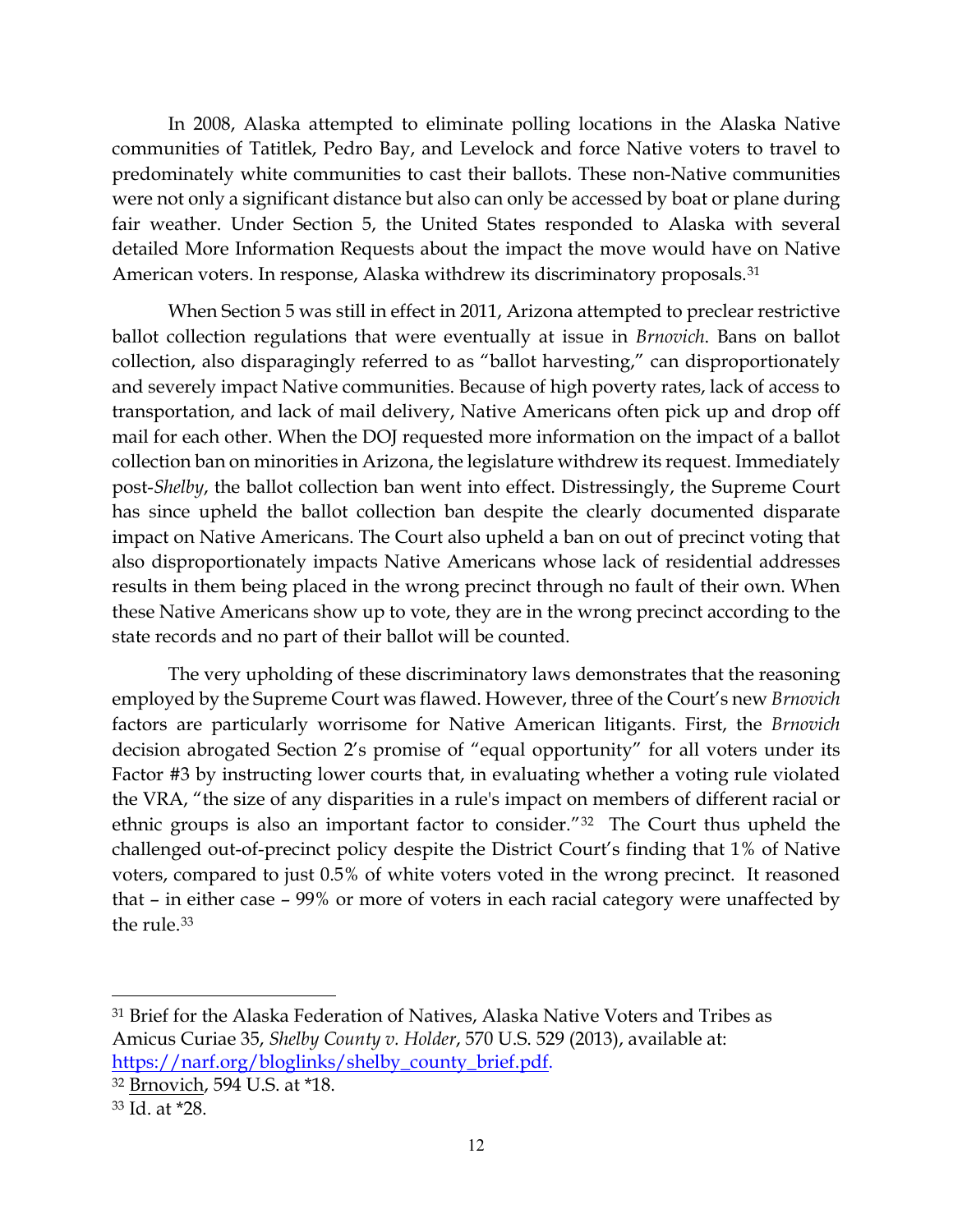In 2008, Alaska attempted to eliminate polling locations in the Alaska Native communities of Tatitlek, Pedro Bay, and Levelock and force Native voters to travel to predominately white communities to cast their ballots. These non-Native communities were not only a significant distance but also can only be accessed by boat or plane during fair weather. Under Section 5, the United States responded to Alaska with several detailed More Information Requests about the impact the move would have on Native American voters. In response, Alaska withdrew its discriminatory proposals.[31]

When Section 5 was still in effect in 2011, Arizona attempted to preclear restrictive ballot collection regulations that were eventually at issue in *Brnovich*. Bans on ballot collection, also disparagingly referred to as "ballot harvesting," can disproportionately and severely impact Native communities. Because of high poverty rates, lack of access to transportation, and lack of mail delivery, Native Americans often pick up and drop off mail for each other. When the DOJ requested more information on the impact of a ballot collection ban on minorities in Arizona, the legislature withdrew its request. Immediately post-*Shelby*, the ballot collection ban went into effect. Distressingly, the Supreme Court has since upheld the ballot collection ban despite the clearly documented disparate impact on Native Americans. The Court also upheld a ban on out of precinct voting that also disproportionately impacts Native Americans whose lack of residential addresses results in them being placed in the wrong precinct through no fault of their own. When these Native Americans show up to vote, they are in the wrong precinct according to the state records and no part of their ballot will be counted.

The very upholding of these discriminatory laws demonstrates that the reasoning employed by the Supreme Court was flawed. However, three of the Court's new *Brnovich* factors are particularly worrisome for Native American litigants. First, the *Brnovich* decision abrogated Section 2's promise of "equal opportunity" for all voters under its Factor #3 by instructing lower courts that, in evaluating whether a voting rule violated the VRA, "the size of any disparities in a rule's impact on members of different racial or ethnic groups is also an important factor to consider."[32] The Court thus upheld the challenged out-of-precinct policy despite the District Court's finding that 1% of Native voters, compared to just 0.5% of white voters voted in the wrong precinct. It reasoned that – in either case – 99% or more of voters in each racial category were unaffected by the rule.[33]

---

[31] Brief for the Alaska Federation of Natives, Alaska Native Voters and Tribes as Amicus Curiae 35, *Shelby County v. Holder*, 570 U.S. 529 (2013), available at: https://narf.org/bloglinks/shelby_county_brief.pdf.

[32] Brnovich, 594 U.S. at *18.

[33] Id. at *28.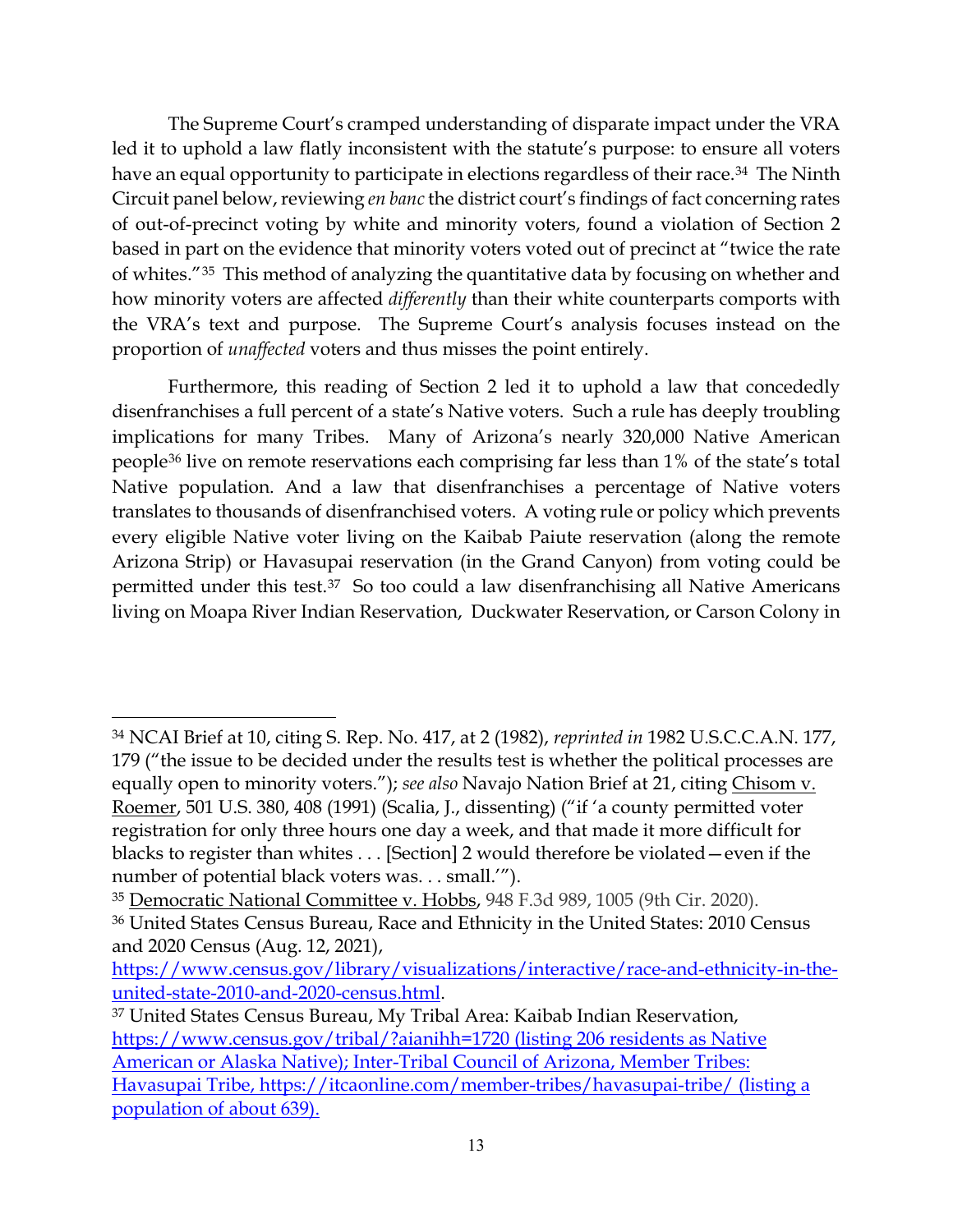The Supreme Court's cramped understanding of disparate impact under the VRA led it to uphold a law flatly inconsistent with the statute's purpose: to ensure all voters have an equal opportunity to participate in elections regardless of their race.[34] The Ninth Circuit panel below, reviewing *en banc* the district court's findings of fact concerning rates of out-of-precinct voting by white and minority voters, found a violation of Section 2 based in part on the evidence that minority voters voted out of precinct at "twice the rate of whites."[35] This method of analyzing the quantitative data by focusing on whether and how minority voters are affected *differently* than their white counterparts comports with the VRA's text and purpose. The Supreme Court's analysis focuses instead on the proportion of *unaffected* voters and thus misses the point entirely.

Furthermore, this reading of Section 2 led it to uphold a law that concededly disenfranchises a full percent of a state's Native voters. Such a rule has deeply troubling implications for many Tribes. Many of Arizona's nearly 320,000 Native American people[36] live on remote reservations each comprising far less than 1% of the state's total Native population. And a law that disenfranchises a percentage of Native voters translates to thousands of disenfranchised voters. A voting rule or policy which prevents every eligible Native voter living on the Kaibab Paiute reservation (along the remote Arizona Strip) or Havasupai reservation (in the Grand Canyon) from voting could be permitted under this test.[37] So too could a law disenfranchising all Native Americans living on Moapa River Indian Reservation, Duckwater Reservation, or Carson Colony in

---

[34] NCAI Brief at 10, citing S. Rep. No. 417, at 2 (1982), *reprinted in* 1982 U.S.C.C.A.N. 177, 179 ("the issue to be decided under the results test is whether the political processes are equally open to minority voters."); *see also* Navajo Nation Brief at 21, citing Chisom v. Roemer, 501 U.S. 380, 408 (1991) (Scalia, J., dissenting) ("if 'a county permitted voter registration for only three hours one day a week, and that made it more difficult for blacks to register than whites . . . [Section] 2 would therefore be violated—even if the number of potential black voters was. . . small.'").

[35] Democratic National Committee v. Hobbs, 948 F.3d 989, 1005 (9th Cir. 2020).

[36] United States Census Bureau, Race and Ethnicity in the United States: 2010 Census and 2020 Census (Aug. 12, 2021), https://www.census.gov/library/visualizations/interactive/race-and-ethnicity-in-the-united-state-2010-and-2020-census.html.

[37] United States Census Bureau, My Tribal Area: Kaibab Indian Reservation, https://www.census.gov/tribal/?aianihh=1720 (listing 206 residents as Native American or Alaska Native); Inter-Tribal Council of Arizona, Member Tribes: Havasupai Tribe, https://itcaonline.com/member-tribes/havasupai-tribe/ (listing a population of about 639).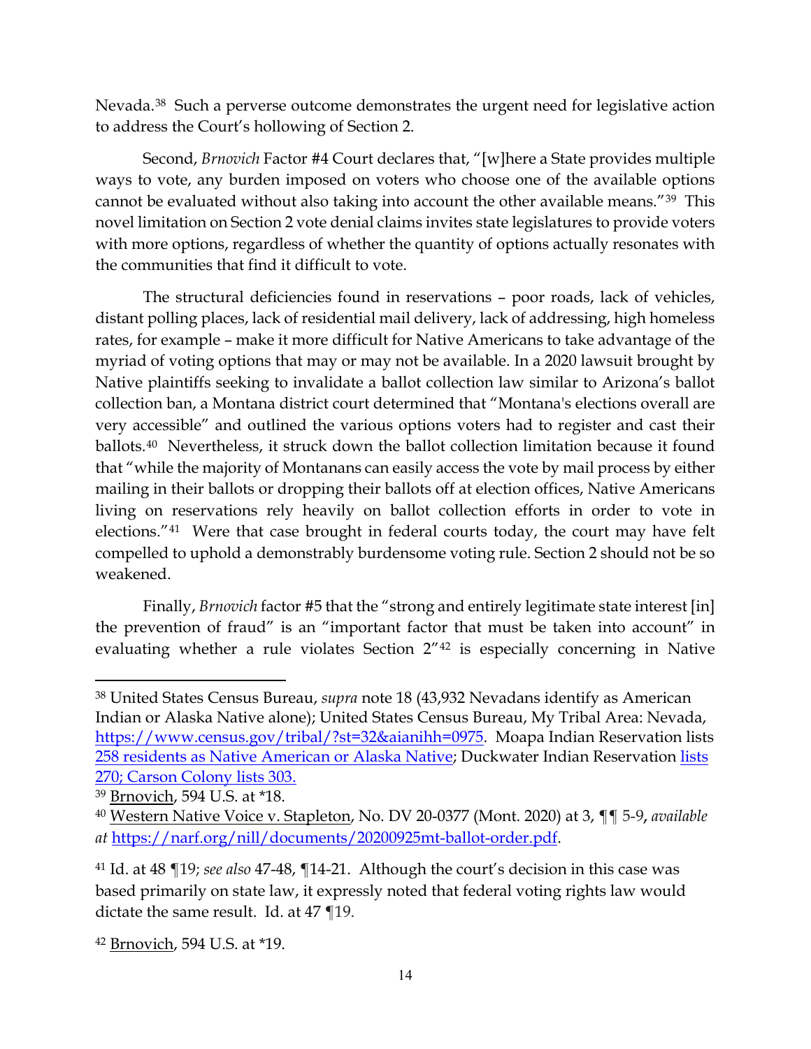Nevada.[38] Such a perverse outcome demonstrates the urgent need for legislative action to address the Court's hollowing of Section 2.

Second, *Brnovich* Factor #4 Court declares that, "[w]here a State provides multiple ways to vote, any burden imposed on voters who choose one of the available options cannot be evaluated without also taking into account the other available means."[39] This novel limitation on Section 2 vote denial claims invites state legislatures to provide voters with more options, regardless of whether the quantity of options actually resonates with the communities that find it difficult to vote.

The structural deficiencies found in reservations – poor roads, lack of vehicles, distant polling places, lack of residential mail delivery, lack of addressing, high homeless rates, for example – make it more difficult for Native Americans to take advantage of the myriad of voting options that may or may not be available. In a 2020 lawsuit brought by Native plaintiffs seeking to invalidate a ballot collection law similar to Arizona's ballot collection ban, a Montana district court determined that "Montana's elections overall are very accessible" and outlined the various options voters had to register and cast their ballots.[40] Nevertheless, it struck down the ballot collection limitation because it found that "while the majority of Montanans can easily access the vote by mail process by either mailing in their ballots or dropping their ballots off at election offices, Native Americans living on reservations rely heavily on ballot collection efforts in order to vote in elections."[41] Were that case brought in federal courts today, the court may have felt compelled to uphold a demonstrably burdensome voting rule. Section 2 should not be so weakened.

Finally, *Brnovich* factor #5 that the "strong and entirely legitimate state interest [in] the prevention of fraud" is an "important factor that must be taken into account" in evaluating whether a rule violates Section 2"[42] is especially concerning in Native

---

[38] United States Census Bureau, *supra* note 18 (43,932 Nevadans identify as American Indian or Alaska Native alone); United States Census Bureau, My Tribal Area: Nevada, https://www.census.gov/tribal/?st=32&aianihh=0975. Moapa Indian Reservation lists 258 residents as Native American or Alaska Native; Duckwater Indian Reservation lists 270; Carson Colony lists 303.

[39] Brnovich, 594 U.S. at *18.

[40] Western Native Voice v. Stapleton, No. DV 20-0377 (Mont. 2020) at 3, ¶¶ 5-9, *available at* https://narf.org/nill/documents/20200925mt-ballot-order.pdf.

[41] Id. at 48 ¶19; *see also* 47-48, ¶14-21. Although the court's decision in this case was based primarily on state law, it expressly noted that federal voting rights law would dictate the same result. Id. at 47 ¶19.

[42] Brnovich, 594 U.S. at *19.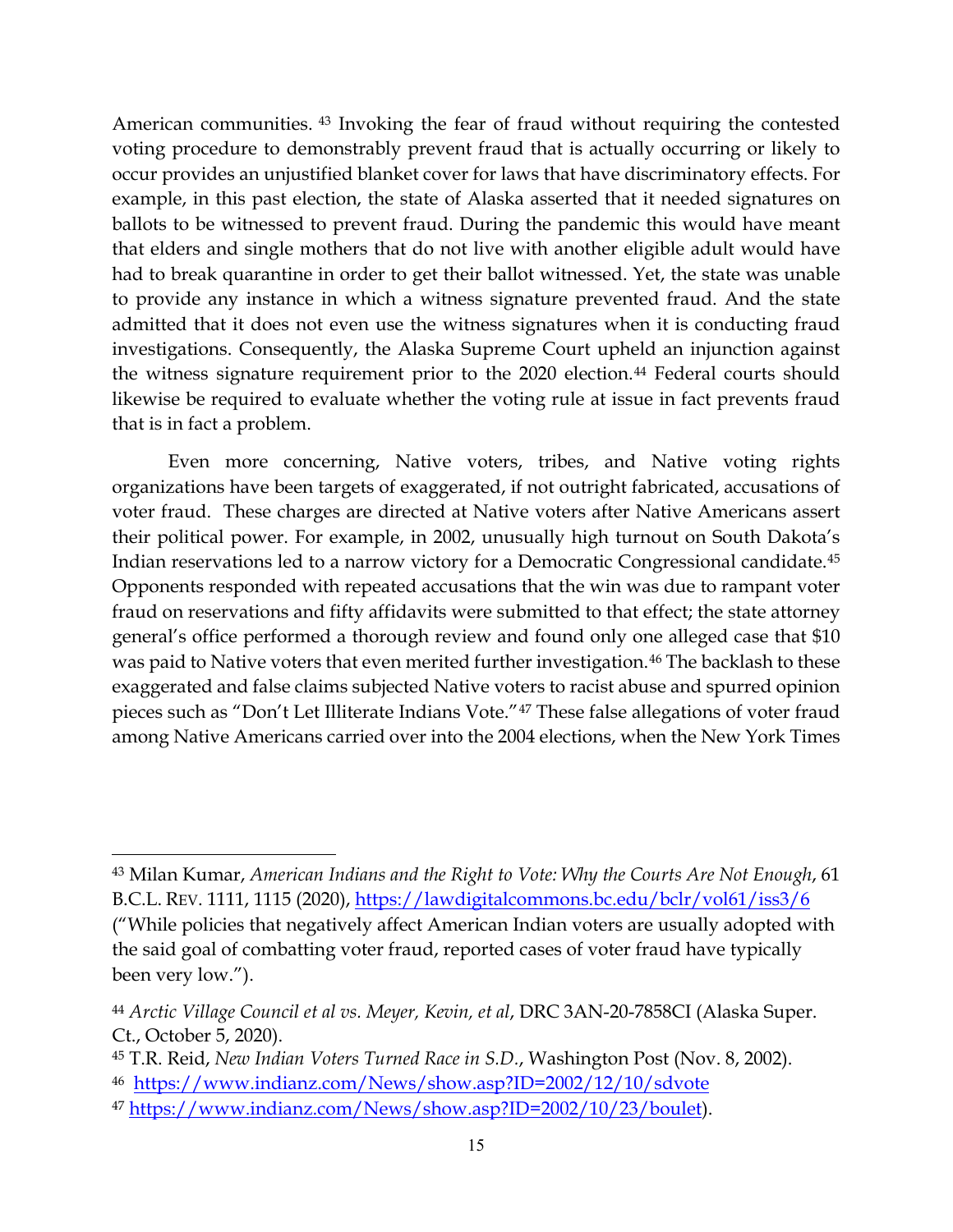American communities. [43] Invoking the fear of fraud without requiring the contested voting procedure to demonstrably prevent fraud that is actually occurring or likely to occur provides an unjustified blanket cover for laws that have discriminatory effects. For example, in this past election, the state of Alaska asserted that it needed signatures on ballots to be witnessed to prevent fraud. During the pandemic this would have meant that elders and single mothers that do not live with another eligible adult would have had to break quarantine in order to get their ballot witnessed. Yet, the state was unable to provide any instance in which a witness signature prevented fraud. And the state admitted that it does not even use the witness signatures when it is conducting fraud investigations. Consequently, the Alaska Supreme Court upheld an injunction against the witness signature requirement prior to the 2020 election.[44] Federal courts should likewise be required to evaluate whether the voting rule at issue in fact prevents fraud that is in fact a problem.

Even more concerning, Native voters, tribes, and Native voting rights organizations have been targets of exaggerated, if not outright fabricated, accusations of voter fraud. These charges are directed at Native voters after Native Americans assert their political power. For example, in 2002, unusually high turnout on South Dakota's Indian reservations led to a narrow victory for a Democratic Congressional candidate.[45] Opponents responded with repeated accusations that the win was due to rampant voter fraud on reservations and fifty affidavits were submitted to that effect; the state attorney general's office performed a thorough review and found only one alleged case that $10 was paid to Native voters that even merited further investigation.[46] The backlash to these exaggerated and false claims subjected Native voters to racist abuse and spurred opinion pieces such as "Don't Let Illiterate Indians Vote."[47] These false allegations of voter fraud among Native Americans carried over into the 2004 elections, when the New York Times

---

[43] Milan Kumar, *American Indians and the Right to Vote: Why the Courts Are Not Enough*, 61 B.C.L. REV. 1111, 1115 (2020), https://lawdigitalcommons.bc.edu/bclr/vol61/iss3/6 ("While policies that negatively affect American Indian voters are usually adopted with the said goal of combatting voter fraud, reported cases of voter fraud have typically been very low.").

[44] *Arctic Village Council et al vs. Meyer, Kevin, et al*, DRC 3AN-20-7858CI (Alaska Super. Ct., October 5, 2020).

[45] T.R. Reid, *New Indian Voters Turned Race in S.D.*, Washington Post (Nov. 8, 2002).

[46] https://www.indianz.com/News/show.asp?ID=2002/12/10/sdvote

[47] https://www.indianz.com/News/show.asp?ID=2002/10/23/boulet).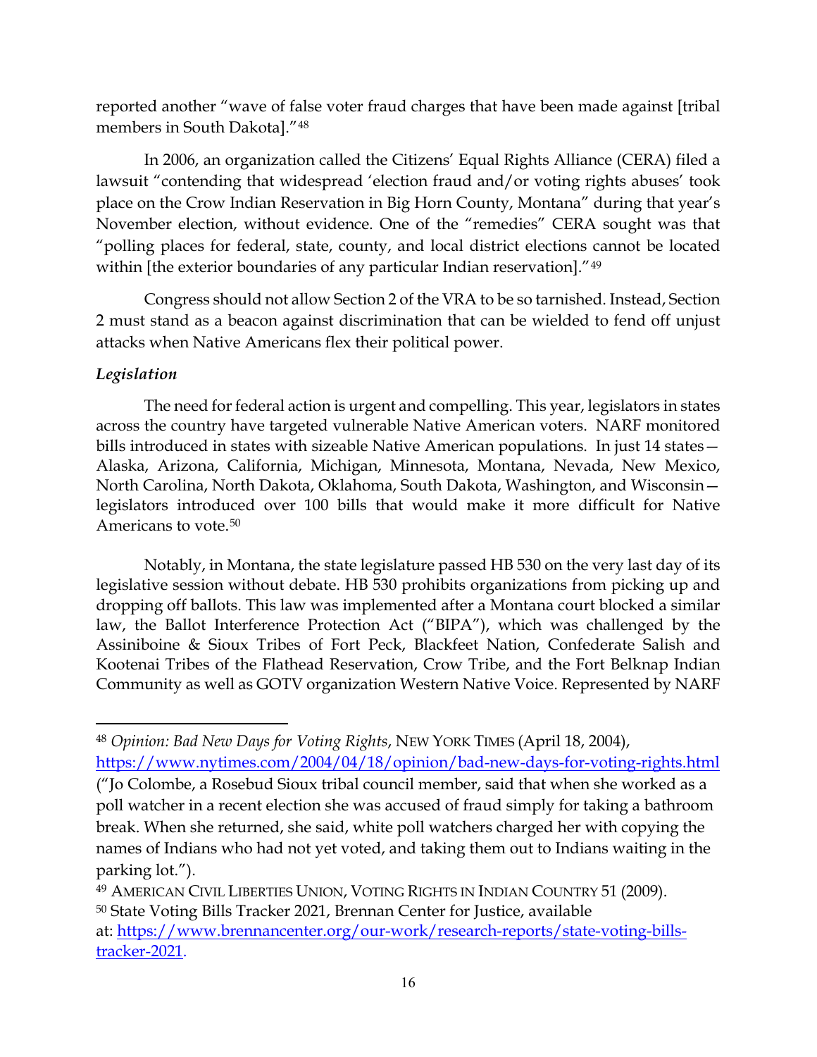reported another "wave of false voter fraud charges that have been made against [tribal members in South Dakota]."[48]

In 2006, an organization called the Citizens' Equal Rights Alliance (CERA) filed a lawsuit "contending that widespread 'election fraud and/or voting rights abuses' took place on the Crow Indian Reservation in Big Horn County, Montana" during that year's November election, without evidence. One of the "remedies" CERA sought was that "polling places for federal, state, county, and local district elections cannot be located within [the exterior boundaries of any particular Indian reservation]."[49]

Congress should not allow Section 2 of the VRA to be so tarnished. Instead, Section 2 must stand as a beacon against discrimination that can be wielded to fend off unjust attacks when Native Americans flex their political power.

***Legislation***

The need for federal action is urgent and compelling. This year, legislators in states across the country have targeted vulnerable Native American voters. NARF monitored bills introduced in states with sizeable Native American populations. In just 14 states—Alaska, Arizona, California, Michigan, Minnesota, Montana, Nevada, New Mexico, North Carolina, North Dakota, Oklahoma, South Dakota, Washington, and Wisconsin—legislators introduced over 100 bills that would make it more difficult for Native Americans to vote.[50]

Notably, in Montana, the state legislature passed HB 530 on the very last day of its legislative session without debate. HB 530 prohibits organizations from picking up and dropping off ballots. This law was implemented after a Montana court blocked a similar law, the Ballot Interference Protection Act ("BIPA"), which was challenged by the Assiniboine & Sioux Tribes of Fort Peck, Blackfeet Nation, Confederate Salish and Kootenai Tribes of the Flathead Reservation, Crow Tribe, and the Fort Belknap Indian Community as well as GOTV organization Western Native Voice. Represented by NARF

---

[48] *Opinion: Bad New Days for Voting Rights*, NEW YORK TIMES (April 18, 2004), https://www.nytimes.com/2004/04/18/opinion/bad-new-days-for-voting-rights.html ("Jo Colombe, a Rosebud Sioux tribal council member, said that when she worked as a poll watcher in a recent election she was accused of fraud simply for taking a bathroom break. When she returned, she said, white poll watchers charged her with copying the names of Indians who had not yet voted, and taking them out to Indians waiting in the parking lot.").

[49] AMERICAN CIVIL LIBERTIES UNION, VOTING RIGHTS IN INDIAN COUNTRY 51 (2009).

[50] State Voting Bills Tracker 2021, Brennan Center for Justice, available at: https://www.brennancenter.org/our-work/research-reports/state-voting-bills-tracker-2021.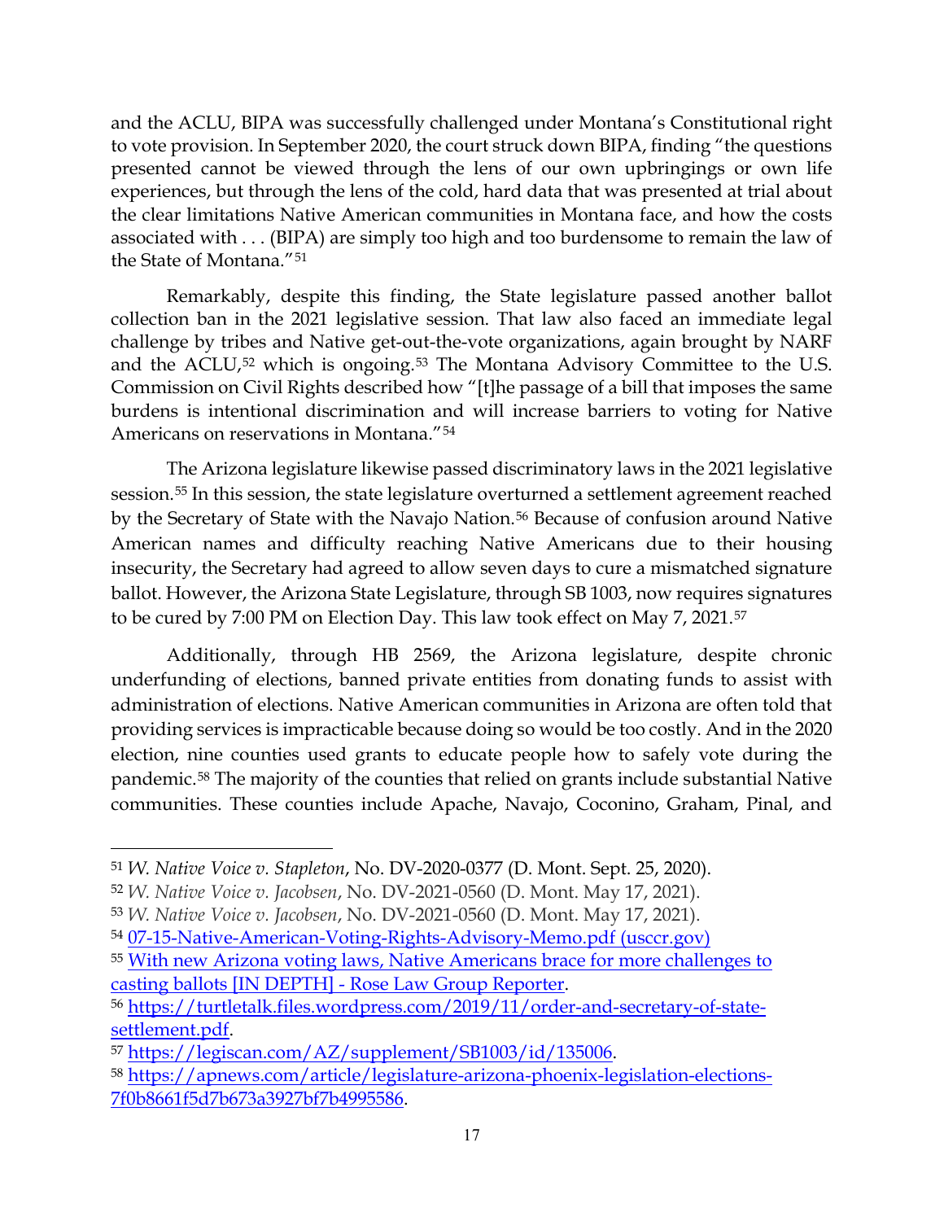and the ACLU, BIPA was successfully challenged under Montana's Constitutional right to vote provision. In September 2020, the court struck down BIPA, finding "the questions presented cannot be viewed through the lens of our own upbringings or own life experiences, but through the lens of the cold, hard data that was presented at trial about the clear limitations Native American communities in Montana face, and how the costs associated with . . . (BIPA) are simply too high and too burdensome to remain the law of the State of Montana."[51]

Remarkably, despite this finding, the State legislature passed another ballot collection ban in the 2021 legislative session. That law also faced an immediate legal challenge by tribes and Native get-out-the-vote organizations, again brought by NARF and the ACLU,[52] which is ongoing.[53] The Montana Advisory Committee to the U.S. Commission on Civil Rights described how "[t]he passage of a bill that imposes the same burdens is intentional discrimination and will increase barriers to voting for Native Americans on reservations in Montana."[54]

The Arizona legislature likewise passed discriminatory laws in the 2021 legislative session.[55] In this session, the state legislature overturned a settlement agreement reached by the Secretary of State with the Navajo Nation.[56] Because of confusion around Native American names and difficulty reaching Native Americans due to their housing insecurity, the Secretary had agreed to allow seven days to cure a mismatched signature ballot. However, the Arizona State Legislature, through SB 1003, now requires signatures to be cured by 7:00 PM on Election Day. This law took effect on May 7, 2021.[57]

Additionally, through HB 2569, the Arizona legislature, despite chronic underfunding of elections, banned private entities from donating funds to assist with administration of elections. Native American communities in Arizona are often told that providing services is impracticable because doing so would be too costly. And in the 2020 election, nine counties used grants to educate people how to safely vote during the pandemic.[58] The majority of the counties that relied on grants include substantial Native communities. These counties include Apache, Navajo, Coconino, Graham, Pinal, and

---

[51] *W. Native Voice v. Stapleton*, No. DV-2020-0377 (D. Mont. Sept. 25, 2020).

[52] *W. Native Voice v. Jacobsen*, No. DV-2021-0560 (D. Mont. May 17, 2021).

[53] *W. Native Voice v. Jacobsen*, No. DV-2021-0560 (D. Mont. May 17, 2021).

[54] 07-15-Native-American-Voting-Rights-Advisory-Memo.pdf (usccr.gov)

[55] With new Arizona voting laws, Native Americans brace for more challenges to casting ballots [IN DEPTH] - Rose Law Group Reporter.

[56] https://turtletalk.files.wordpress.com/2019/11/order-and-secretary-of-state-settlement.pdf.

[57] https://legiscan.com/AZ/supplement/SB1003/id/135006.

[58] https://apnews.com/article/legislature-arizona-phoenix-legislation-elections-7f0b8661f5d7b673a3927bf7b4995586.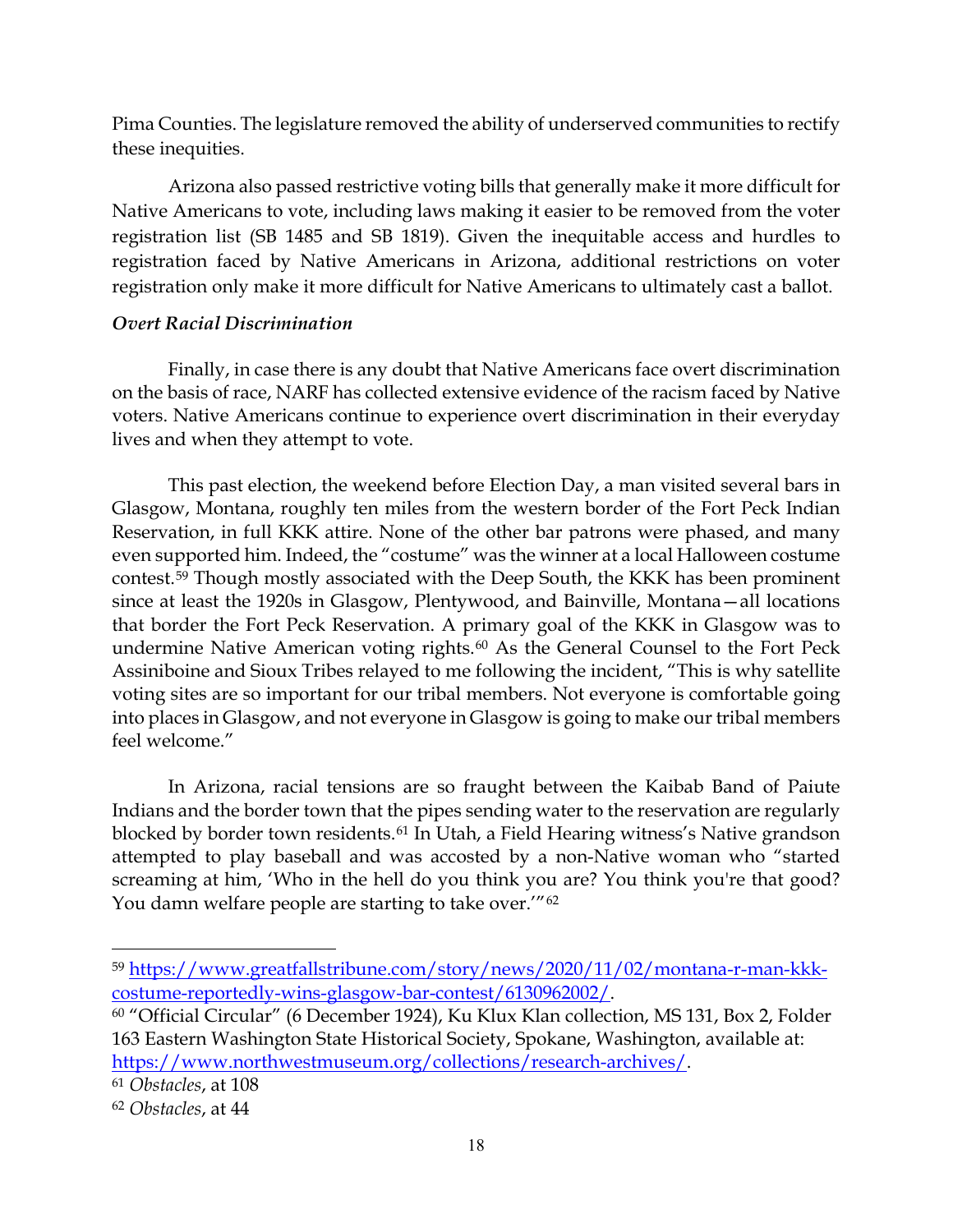Pima Counties. The legislature removed the ability of underserved communities to rectify these inequities.

Arizona also passed restrictive voting bills that generally make it more difficult for Native Americans to vote, including laws making it easier to be removed from the voter registration list (SB 1485 and SB 1819). Given the inequitable access and hurdles to registration faced by Native Americans in Arizona, additional restrictions on voter registration only make it more difficult for Native Americans to ultimately cast a ballot.

### *Overt Racial Discrimination*

Finally, in case there is any doubt that Native Americans face overt discrimination on the basis of race, NARF has collected extensive evidence of the racism faced by Native voters. Native Americans continue to experience overt discrimination in their everyday lives and when they attempt to vote.

This past election, the weekend before Election Day, a man visited several bars in Glasgow, Montana, roughly ten miles from the western border of the Fort Peck Indian Reservation, in full KKK attire. None of the other bar patrons were phased, and many even supported him. Indeed, the "costume" was the winner at a local Halloween costume contest.[59] Though mostly associated with the Deep South, the KKK has been prominent since at least the 1920s in Glasgow, Plentywood, and Bainville, Montana—all locations that border the Fort Peck Reservation. A primary goal of the KKK in Glasgow was to undermine Native American voting rights.[60] As the General Counsel to the Fort Peck Assiniboine and Sioux Tribes relayed to me following the incident, "This is why satellite voting sites are so important for our tribal members. Not everyone is comfortable going into places in Glasgow, and not everyone in Glasgow is going to make our tribal members feel welcome."

In Arizona, racial tensions are so fraught between the Kaibab Band of Paiute Indians and the border town that the pipes sending water to the reservation are regularly blocked by border town residents.[61] In Utah, a Field Hearing witness's Native grandson attempted to play baseball and was accosted by a non-Native woman who "started screaming at him, 'Who in the hell do you think you are? You think you're that good? You damn welfare people are starting to take over.'"[62]

---

[59] https://www.greatfallstribune.com/story/news/2020/11/02/montana-r-man-kkk-costume-reportedly-wins-glasgow-bar-contest/6130962002/.

[60] "Official Circular" (6 December 1924), Ku Klux Klan collection, MS 131, Box 2, Folder 163 Eastern Washington State Historical Society, Spokane, Washington, available at: https://www.northwestmuseum.org/collections/research-archives/.

[61] *Obstacles*, at 108

[62] *Obstacles*, at 44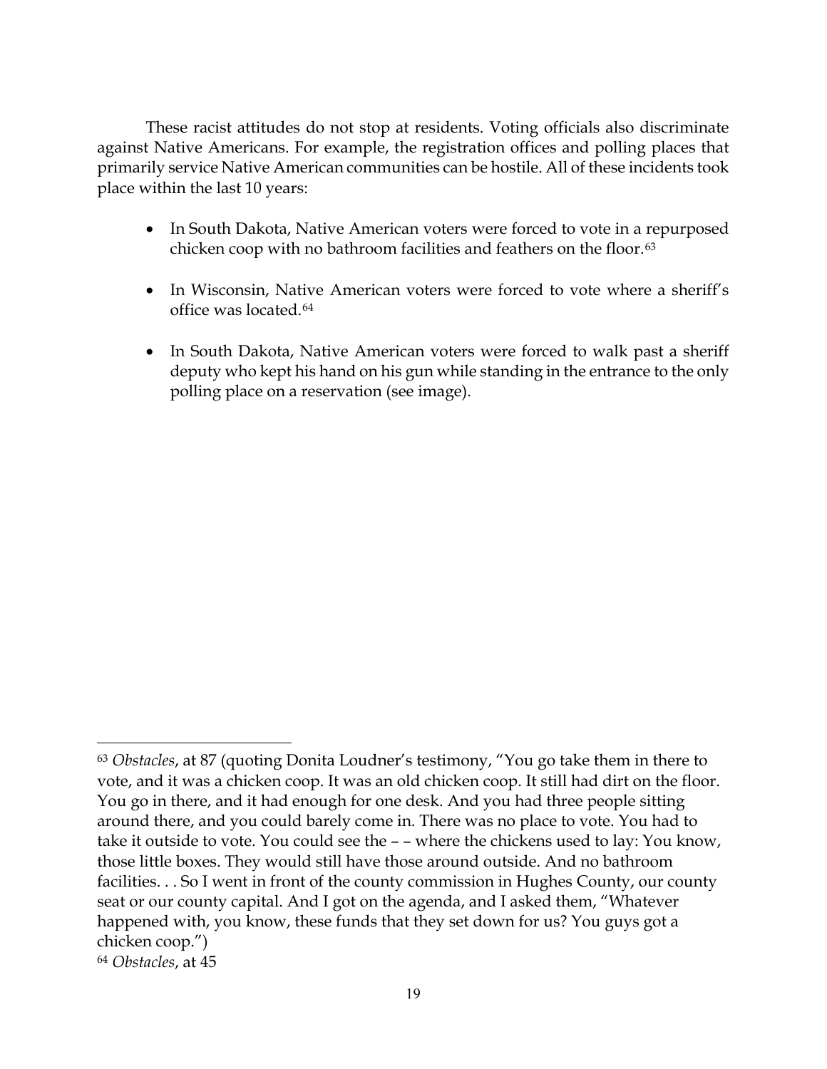These racist attitudes do not stop at residents. Voting officials also discriminate against Native Americans. For example, the registration offices and polling places that primarily service Native American communities can be hostile. All of these incidents took place within the last 10 years:

- In South Dakota, Native American voters were forced to vote in a repurposed chicken coop with no bathroom facilities and feathers on the floor.[63]
- In Wisconsin, Native American voters were forced to vote where a sheriff's office was located.[64]
- In South Dakota, Native American voters were forced to walk past a sheriff deputy who kept his hand on his gun while standing in the entrance to the only polling place on a reservation (see image).

---

[63] *Obstacles*, at 87 (quoting Donita Loudner's testimony, "You go take them in there to vote, and it was a chicken coop. It was an old chicken coop. It still had dirt on the floor. You go in there, and it had enough for one desk. And you had three people sitting around there, and you could barely come in. There was no place to vote. You had to take it outside to vote. You could see the – – where the chickens used to lay: You know, those little boxes. They would still have those around outside. And no bathroom facilities. . . So I went in front of the county commission in Hughes County, our county seat or our county capital. And I got on the agenda, and I asked them, "Whatever happened with, you know, these funds that they set down for us? You guys got a chicken coop.")

[64] *Obstacles*, at 45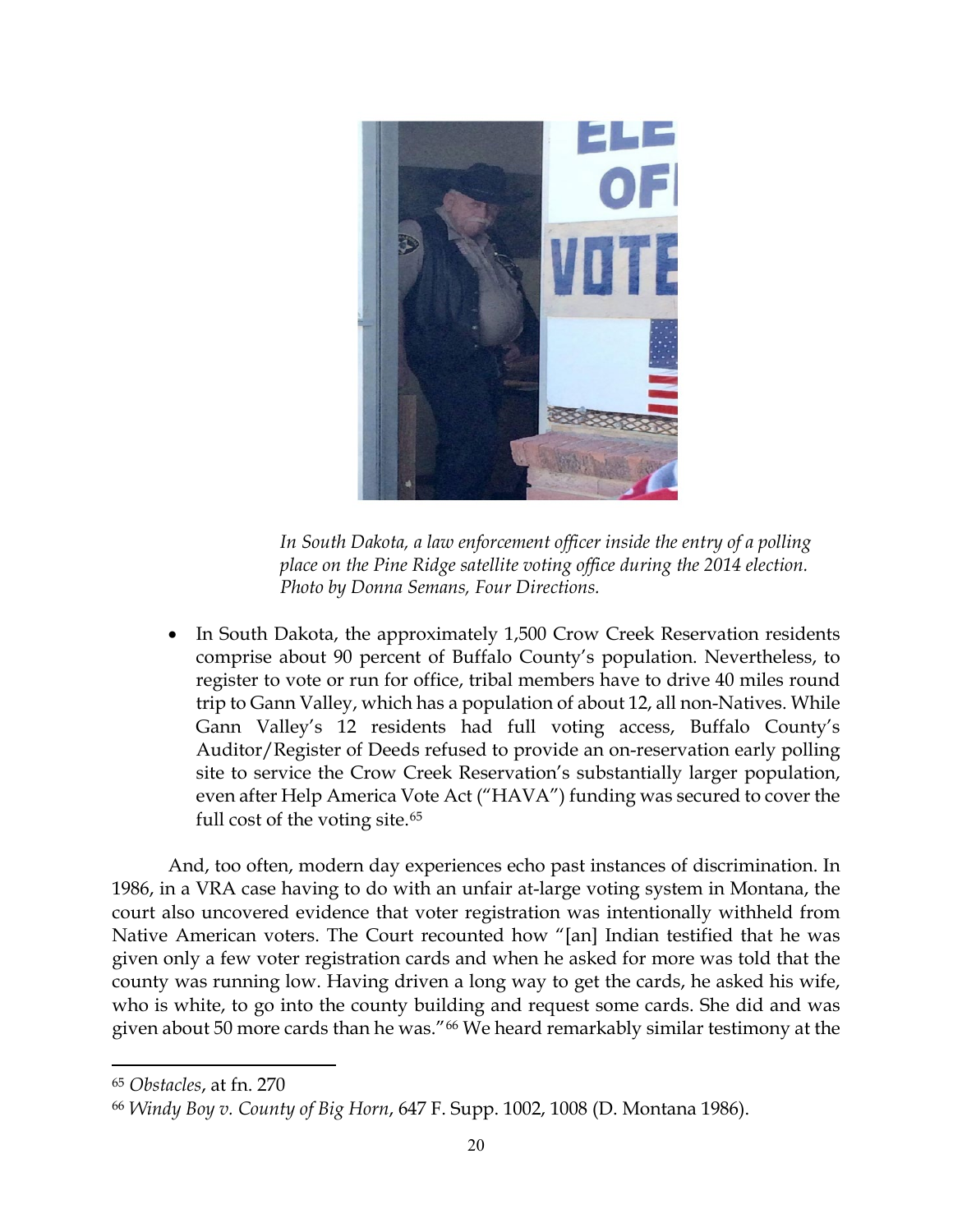*In South Dakota, a law enforcement officer inside the entry of a polling place on the Pine Ridge satellite voting office during the 2014 election. Photo by Donna Semans, Four Directions.*

- In South Dakota, the approximately 1,500 Crow Creek Reservation residents comprise about 90 percent of Buffalo County's population. Nevertheless, to register to vote or run for office, tribal members have to drive 40 miles round trip to Gann Valley, which has a population of about 12, all non-Natives. While Gann Valley's 12 residents had full voting access, Buffalo County's Auditor/Register of Deeds refused to provide an on-reservation early polling site to service the Crow Creek Reservation's substantially larger population, even after Help America Vote Act ("HAVA") funding was secured to cover the full cost of the voting site.[65]

And, too often, modern day experiences echo past instances of discrimination. In 1986, in a VRA case having to do with an unfair at-large voting system in Montana, the court also uncovered evidence that voter registration was intentionally withheld from Native American voters. The Court recounted how "[an] Indian testified that he was given only a few voter registration cards and when he asked for more was told that the county was running low. Having driven a long way to get the cards, he asked his wife, who is white, to go into the county building and request some cards. She did and was given about 50 more cards than he was."[66] We heard remarkably similar testimony at the

---

[65] *Obstacles*, at fn. 270

[66] *Windy Boy v. County of Big Horn*, 647 F. Supp. 1002, 1008 (D. Montana 1986).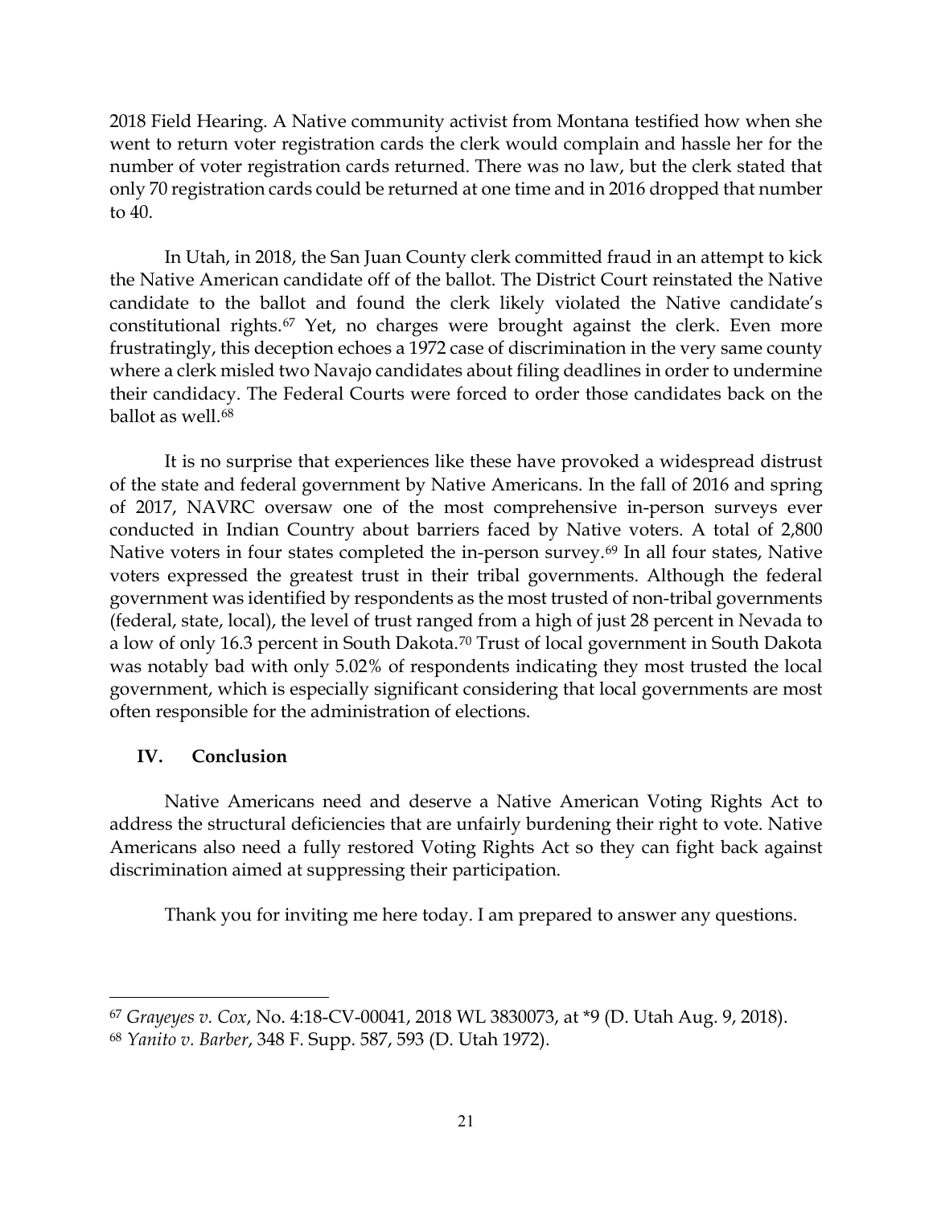2018 Field Hearing. A Native community activist from Montana testified how when she went to return voter registration cards the clerk would complain and hassle her for the number of voter registration cards returned. There was no law, but the clerk stated that only 70 registration cards could be returned at one time and in 2016 dropped that number to 40.

In Utah, in 2018, the San Juan County clerk committed fraud in an attempt to kick the Native American candidate off of the ballot. The District Court reinstated the Native candidate to the ballot and found the clerk likely violated the Native candidate's constitutional rights.[67] Yet, no charges were brought against the clerk. Even more frustratingly, this deception echoes a 1972 case of discrimination in the very same county where a clerk misled two Navajo candidates about filing deadlines in order to undermine their candidacy. The Federal Courts were forced to order those candidates back on the ballot as well.[68]

It is no surprise that experiences like these have provoked a widespread distrust of the state and federal government by Native Americans. In the fall of 2016 and spring of 2017, NAVRC oversaw one of the most comprehensive in-person surveys ever conducted in Indian Country about barriers faced by Native voters. A total of 2,800 Native voters in four states completed the in-person survey.[69] In all four states, Native voters expressed the greatest trust in their tribal governments. Although the federal government was identified by respondents as the most trusted of non-tribal governments (federal, state, local), the level of trust ranged from a high of just 28 percent in Nevada to a low of only 16.3 percent in South Dakota.[70] Trust of local government in South Dakota was notably bad with only 5.02% of respondents indicating they most trusted the local government, which is especially significant considering that local governments are most often responsible for the administration of elections.

## IV. Conclusion

Native Americans need and deserve a Native American Voting Rights Act to address the structural deficiencies that are unfairly burdening their right to vote. Native Americans also need a fully restored Voting Rights Act so they can fight back against discrimination aimed at suppressing their participation.

Thank you for inviting me here today. I am prepared to answer any questions.

---

[67] *Grayeyes v. Cox*, No. 4:18-CV-00041, 2018 WL 3830073, at *9 (D. Utah Aug. 9, 2018).

[68] *Yanito v. Barber*, 348 F. Supp. 587, 593 (D. Utah 1972).